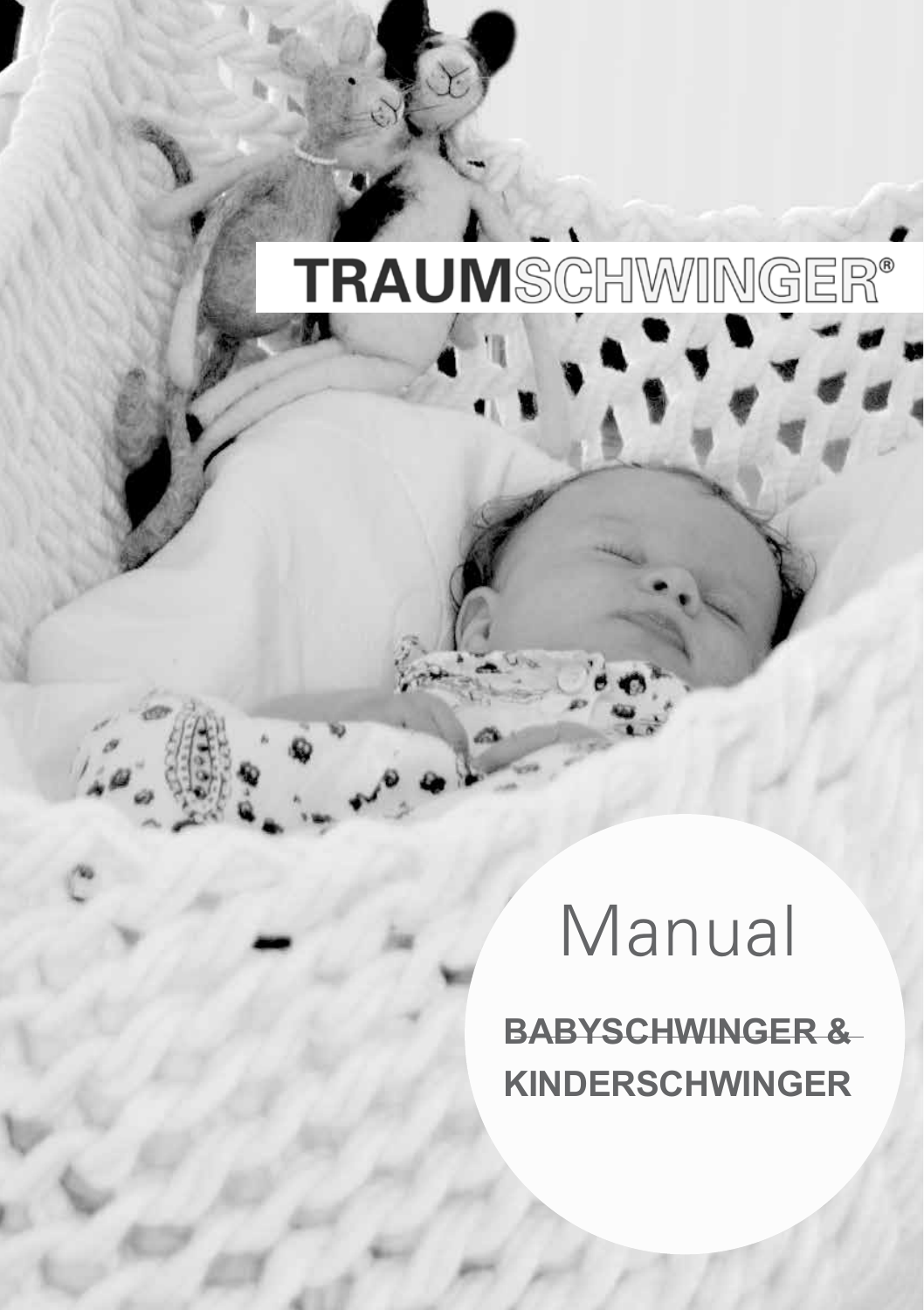TRAUMSCHWINGER®

# Manual

**BABYSCHWINGER &**
**KINDERSCHWINGER**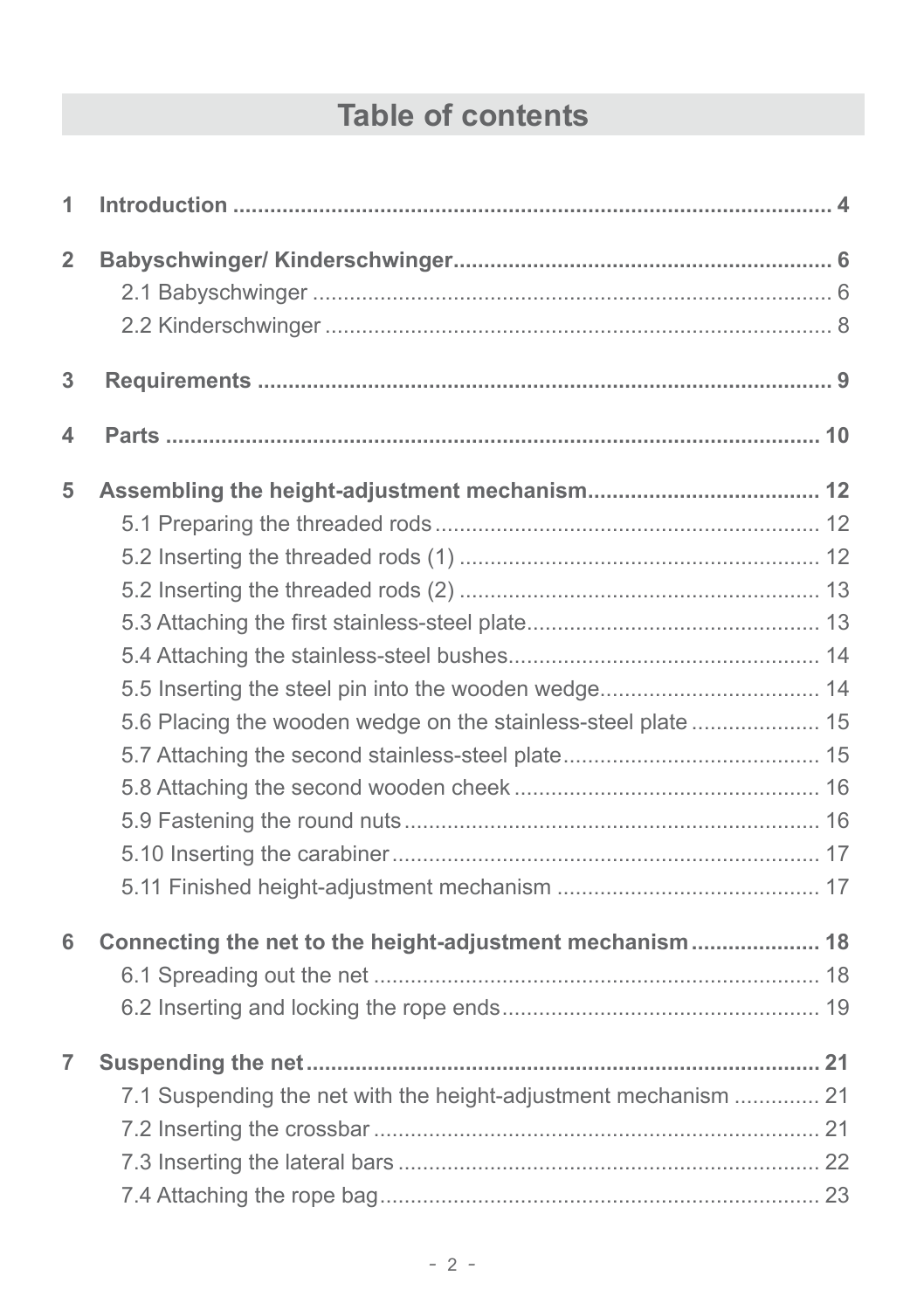# Table of contents

**1 Introduction** ............................................................................................ **4**

**2 Babyschwinger/ Kinderschwinger** ......................................................... **6**

- 2.1 Babyschwinger ..................................................................................... 6
- 2.2 Kinderschwinger ................................................................................... 8

**3 Requirements** ........................................................................................... **9**

**4 Parts** ......................................................................................................... **10**

**5 Assembling the height-adjustment mechanism** .................................... **12**

- 5.1 Preparing the threaded rods ............................................................... 12
- 5.2 Inserting the threaded rods (1) ........................................................... 12
- 5.2 Inserting the threaded rods (2) ........................................................... 13
- 5.3 Attaching the first stainless-steel plate ................................................ 13
- 5.4 Attaching the stainless-steel bushes ................................................... 14
- 5.5 Inserting the steel pin into the wooden wedge ..................................... 14
- 5.6 Placing the wooden wedge on the stainless-steel plate ...................... 15
- 5.7 Attaching the second stainless-steel plate ........................................... 15
- 5.8 Attaching the second wooden cheek ................................................... 16
- 5.9 Fastening the round nuts .................................................................... 16
- 5.10 Inserting the carabiner ...................................................................... 17
- 5.11 Finished height-adjustment mechanism ............................................ 17

**6 Connecting the net to the height-adjustment mechanism** .................... **18**

- 6.1 Spreading out the net ......................................................................... 18
- 6.2 Inserting and locking the rope ends .................................................... 19

**7 Suspending the net** .................................................................................. **21**

- 7.1 Suspending the net with the height-adjustment mechanism ............... 21
- 7.2 Inserting the crossbar ......................................................................... 21
- 7.3 Inserting the lateral bars ..................................................................... 22
- 7.4 Attaching the rope bag ........................................................................ 23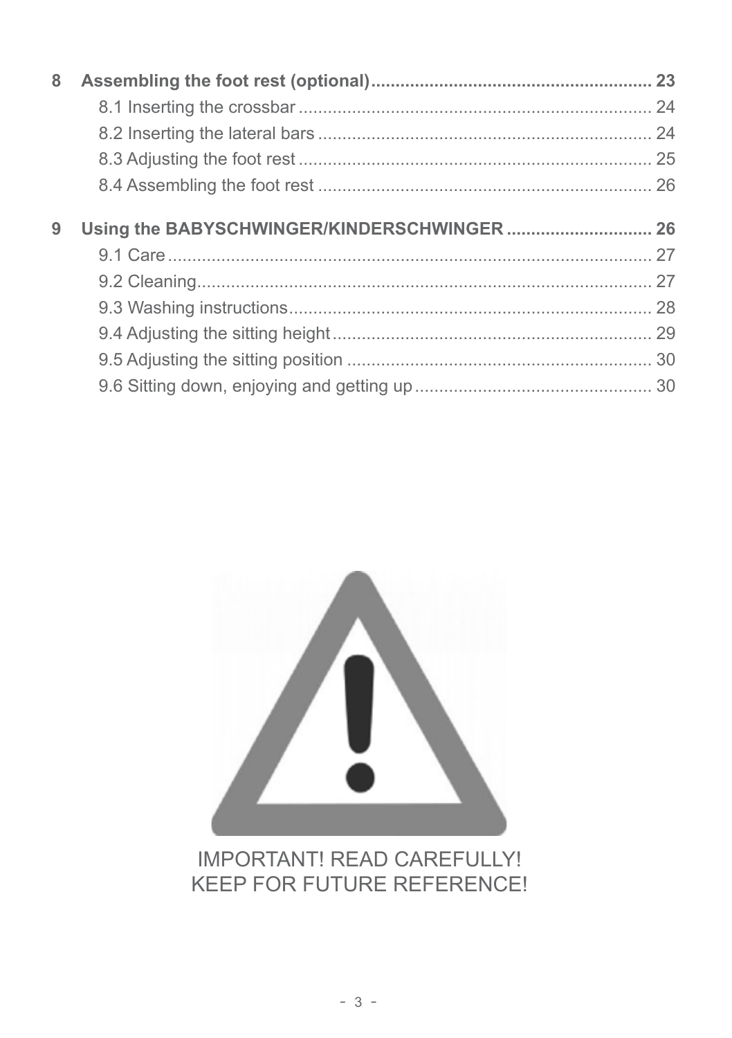**8 Assembling the foot rest (optional) .......... 23**

- 8.1 Inserting the crossbar .......... 24
- 8.2 Inserting the lateral bars .......... 24
- 8.3 Adjusting the foot rest .......... 25
- 8.4 Assembling the foot rest .......... 26

**9 Using the BABYSCHWINGER/KINDERSCHWINGER .......... 26**

- 9.1 Care .......... 27
- 9.2 Cleaning .......... 27
- 9.3 Washing instructions .......... 28
- 9.4 Adjusting the sitting height .......... 29
- 9.5 Adjusting the sitting position .......... 30
- 9.6 Sitting down, enjoying and getting up .......... 30

IMPORTANT! READ CAREFULLY!
KEEP FOR FUTURE REFERENCE!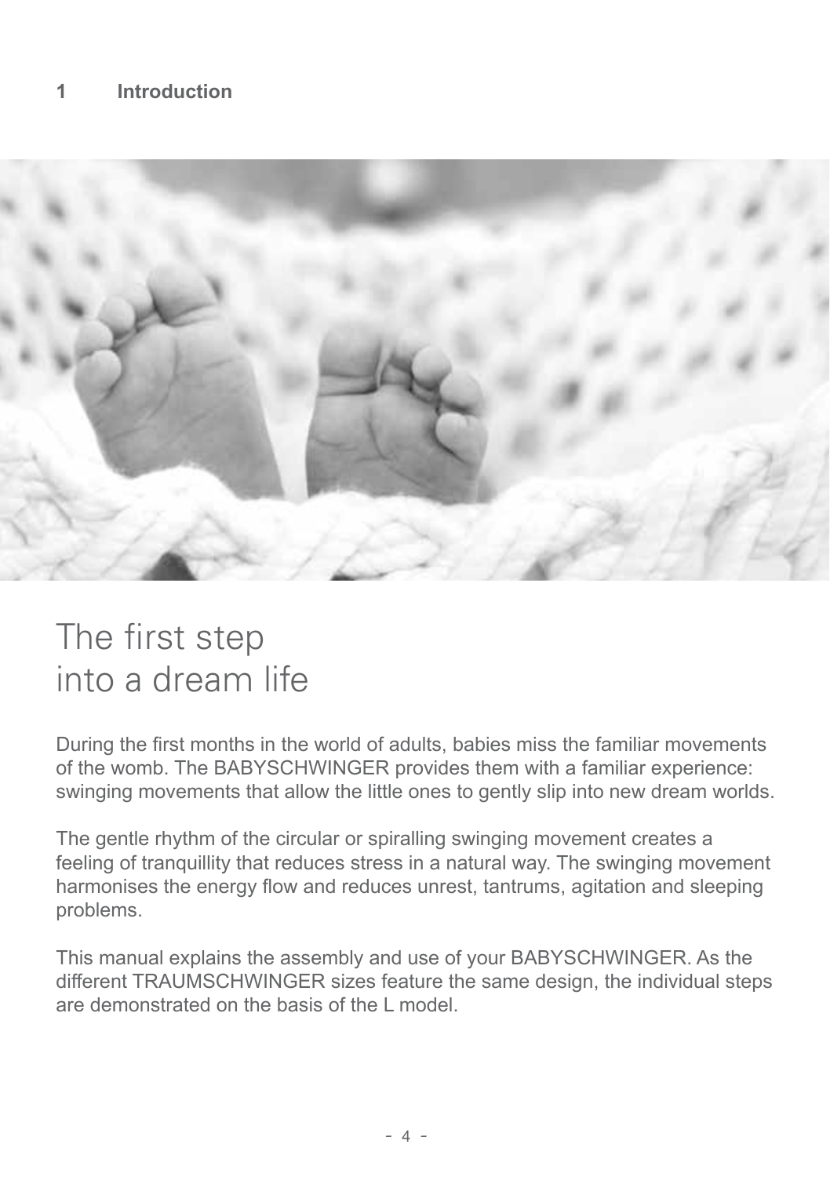# 1 Introduction

## The first step into a dream life

During the first months in the world of adults, babies miss the familiar movements of the womb. The BABYSCHWINGER provides them with a familiar experience: swinging movements that allow the little ones to gently slip into new dream worlds.

The gentle rhythm of the circular or spiralling swinging movement creates a feeling of tranquillity that reduces stress in a natural way. The swinging movement harmonises the energy flow and reduces unrest, tantrums, agitation and sleeping problems.

This manual explains the assembly and use of your BABYSCHWINGER. As the different TRAUMSCHWINGER sizes feature the same design, the individual steps are demonstrated on the basis of the L model.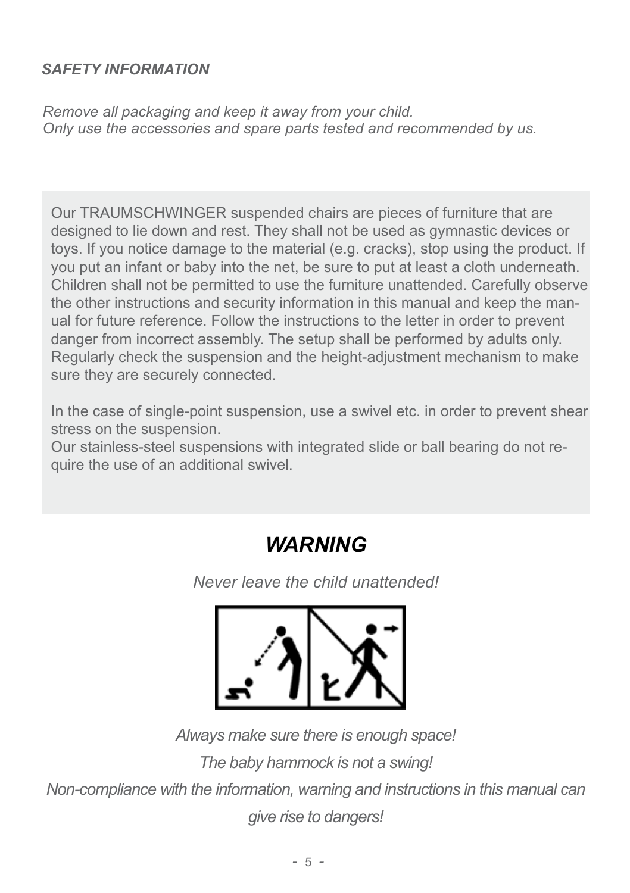### *SAFETY INFORMATION*

*Remove all packaging and keep it away from your child.*
*Only use the accessories and spare parts tested and recommended by us.*

Our TRAUMSCHWINGER suspended chairs are pieces of furniture that are designed to lie down and rest. They shall not be used as gymnastic devices or toys. If you notice damage to the material (e.g. cracks), stop using the product. If you put an infant or baby into the net, be sure to put at least a cloth underneath. Children shall not be permitted to use the furniture unattended. Carefully observe the other instructions and security information in this manual and keep the manual for future reference. Follow the instructions to the letter in order to prevent danger from incorrect assembly. The setup shall be performed by adults only. Regularly check the suspension and the height-adjustment mechanism to make sure they are securely connected.

In the case of single-point suspension, use a swivel etc. in order to prevent shear stress on the suspension.
Our stainless-steel suspensions with integrated slide or ball bearing do not require the use of an additional swivel.

## *WARNING*

*Never leave the child unattended!*

*Always make sure there is enough space!*

*The baby hammock is not a swing!*

*Non-compliance with the information, warning and instructions in this manual can give rise to dangers!*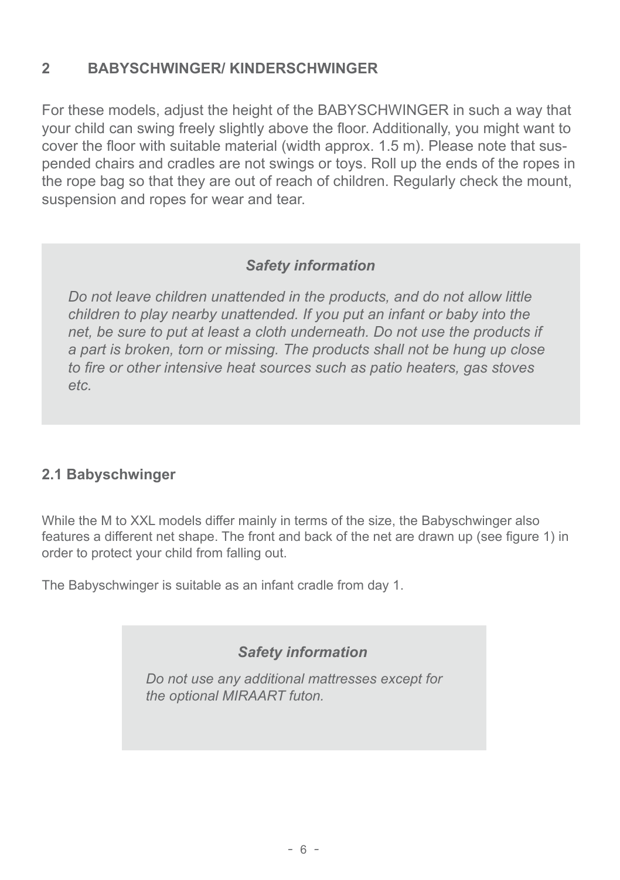## 2 BABYSCHWINGER/ KINDERSCHWINGER

For these models, adjust the height of the BABYSCHWINGER in such a way that your child can swing freely slightly above the floor. Additionally, you might want to cover the floor with suitable material (width approx. 1.5 m). Please note that suspended chairs and cradles are not swings or toys. Roll up the ends of the ropes in the rope bag so that they are out of reach of children. Regularly check the mount, suspension and ropes for wear and tear.

***Safety information***

*Do not leave children unattended in the products, and do not allow little children to play nearby unattended. If you put an infant or baby into the net, be sure to put at least a cloth underneath. Do not use the products if a part is broken, torn or missing. The products shall not be hung up close to fire or other intensive heat sources such as patio heaters, gas stoves etc.*

### 2.1 Babyschwinger

While the M to XXL models differ mainly in terms of the size, the Babyschwinger also features a different net shape. The front and back of the net are drawn up (see figure 1) in order to protect your child from falling out.

The Babyschwinger is suitable as an infant cradle from day 1.

***Safety information***

*Do not use any additional mattresses except for the optional MIRAART futon.*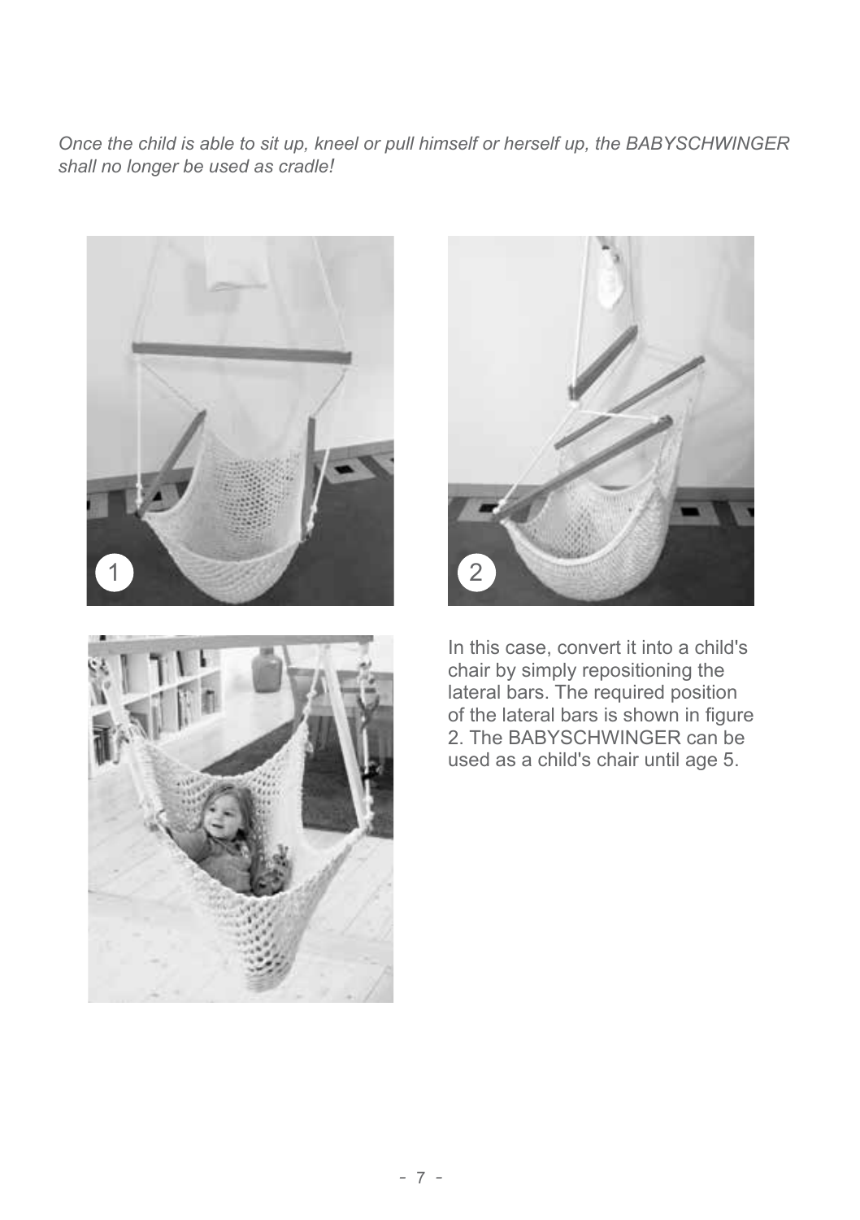*Once the child is able to sit up, kneel or pull himself or herself up, the BABYSCHWINGER shall no longer be used as cradle!*

In this case, convert it into a child's chair by simply repositioning the lateral bars. The required position of the lateral bars is shown in figure 2. The BABYSCHWINGER can be used as a child's chair until age 5.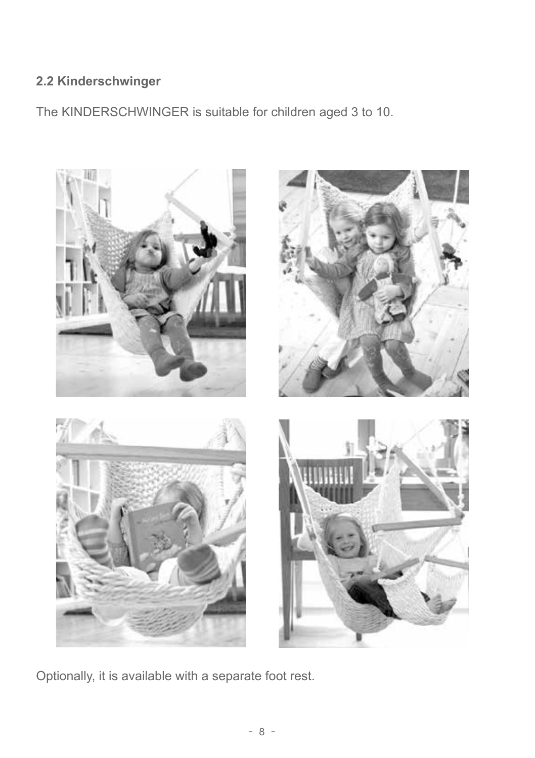## 2.2 Kinderschwinger

The KINDERSCHWINGER is suitable for children aged 3 to 10.

Optionally, it is available with a separate foot rest.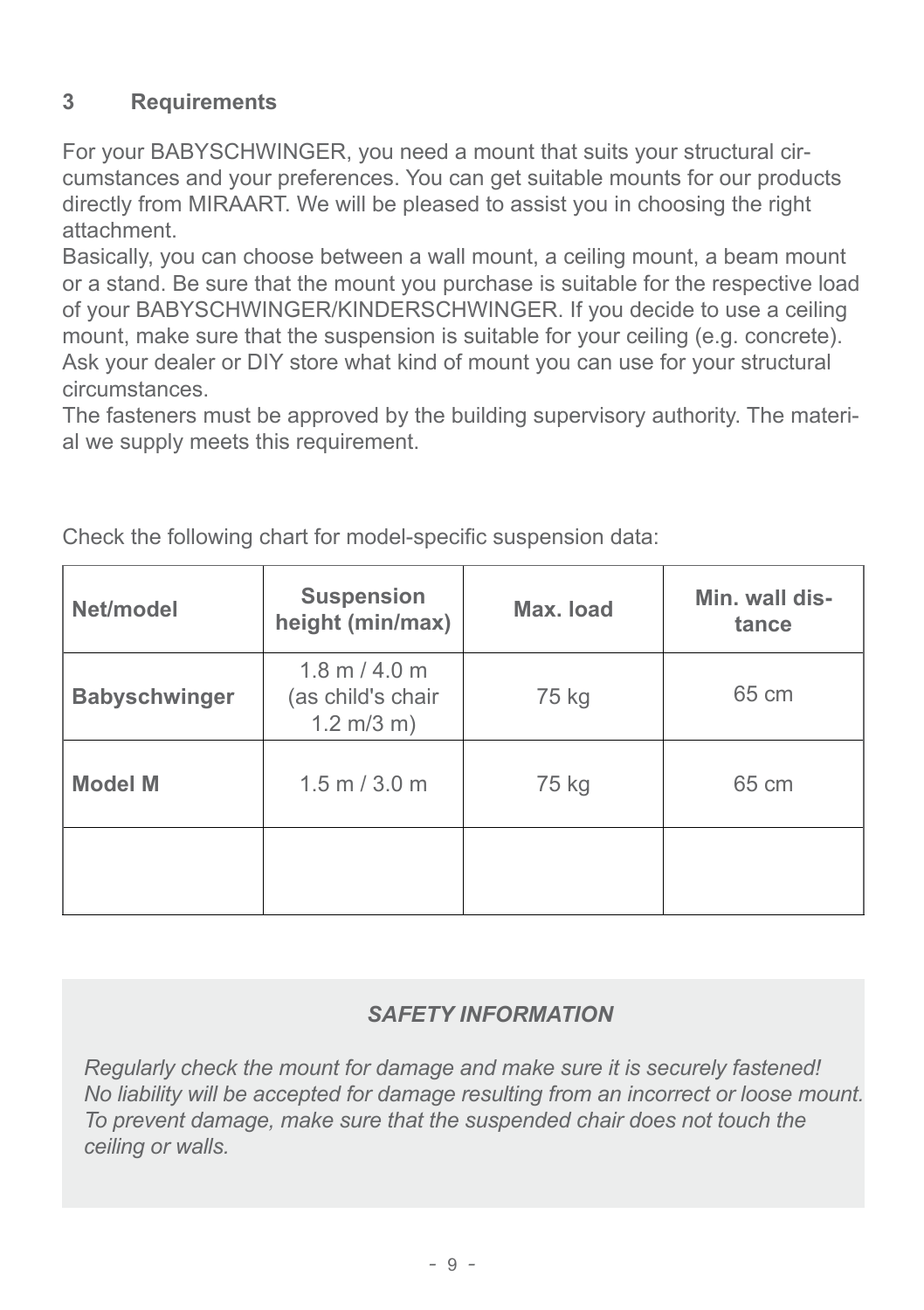## 3 Requirements

For your BABYSCHWINGER, you need a mount that suits your structural circumstances and your preferences. You can get suitable mounts for our products directly from MIRAART. We will be pleased to assist you in choosing the right attachment.
Basically, you can choose between a wall mount, a ceiling mount, a beam mount or a stand. Be sure that the mount you purchase is suitable for the respective load of your BABYSCHWINGER/KINDERSCHWINGER. If you decide to use a ceiling mount, make sure that the suspension is suitable for your ceiling (e.g. concrete). Ask your dealer or DIY store what kind of mount you can use for your structural circumstances.
The fasteners must be approved by the building supervisory authority. The material we supply meets this requirement.

Check the following chart for model-specific suspension data:

| Net/model | Suspension height (min/max) | Max. load | Min. wall distance |
|---|---|---|---|
| **Babyschwinger** | 1.8 m / 4.0 m (as child's chair 1.2 m/3 m) | 75 kg | 65 cm |
| **Model M** | 1.5 m / 3.0 m | 75 kg | 65 cm |
| | | | |

***SAFETY INFORMATION***

*Regularly check the mount for damage and make sure it is securely fastened! No liability will be accepted for damage resulting from an incorrect or loose mount. To prevent damage, make sure that the suspended chair does not touch the ceiling or walls.*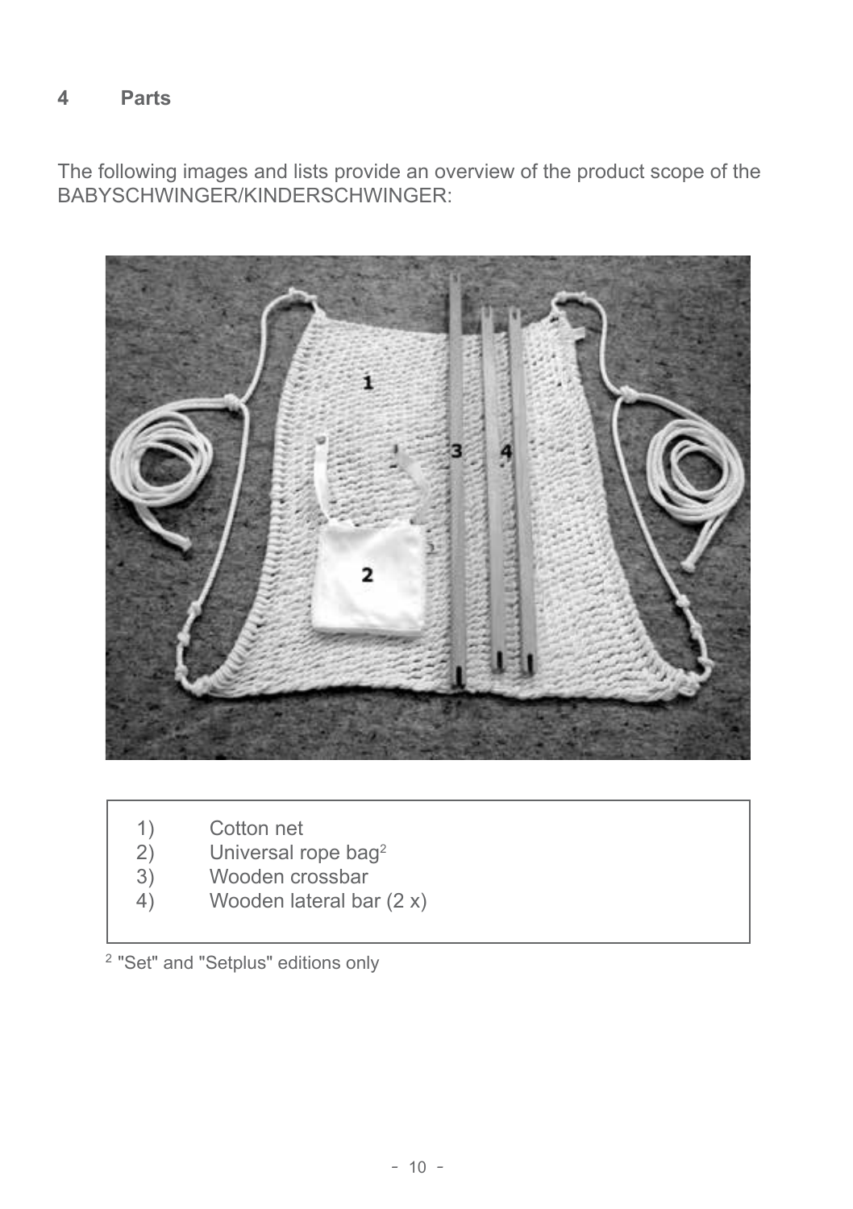## 4 Parts

The following images and lists provide an overview of the product scope of the BABYSCHWINGER/KINDERSCHWINGER:

1) Cotton net
2) Universal rope bag[2]
3) Wooden crossbar
4) Wooden lateral bar (2 x)

[2] "Set" and "Setplus" editions only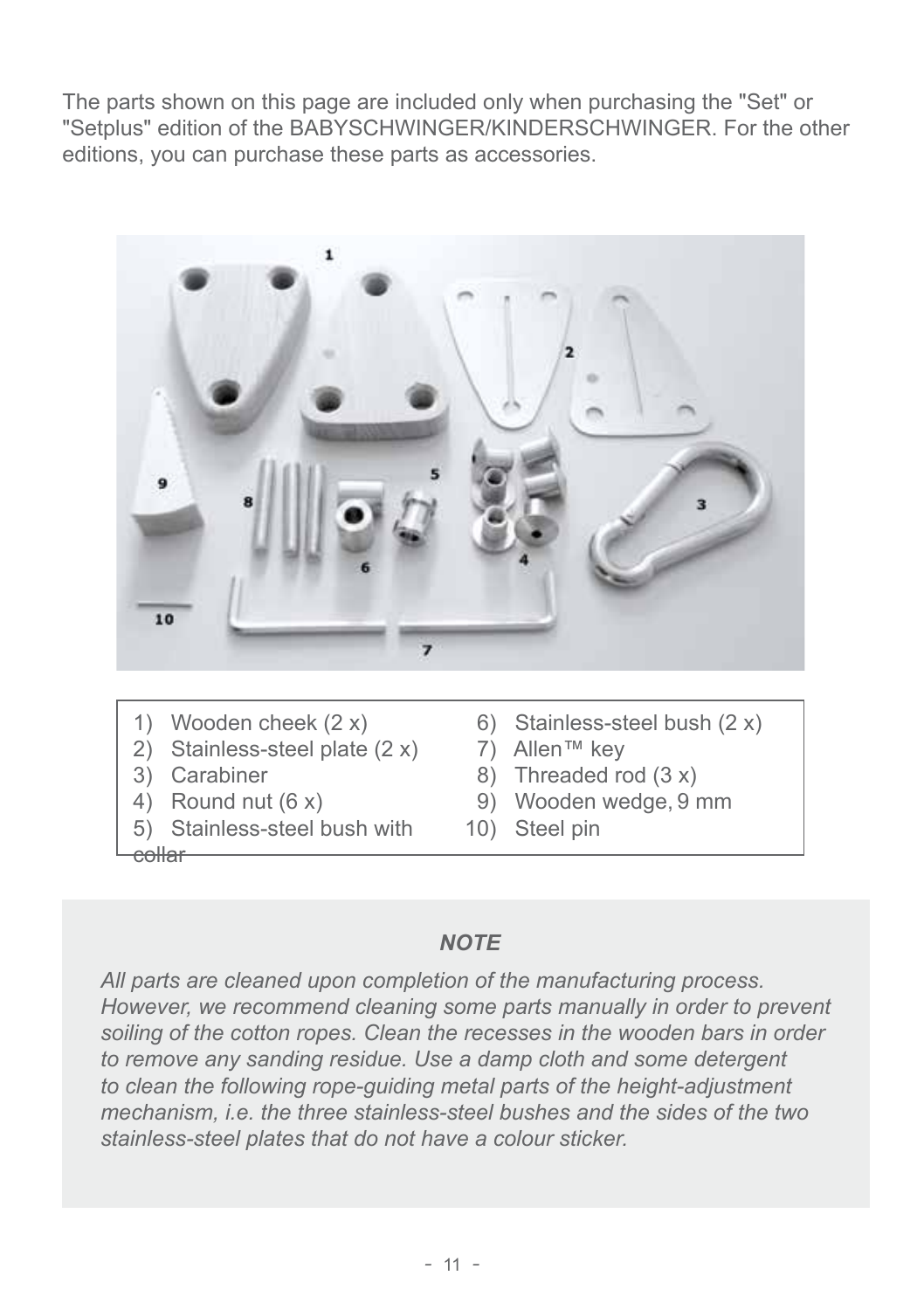The parts shown on this page are included only when purchasing the "Set" or "Setplus" edition of the BABYSCHWINGER/KINDERSCHWINGER. For the other editions, you can purchase these parts as accessories.

1) Wooden cheek (2 x)
2) Stainless-steel plate (2 x)
3) Carabiner
4) Round nut (6 x)
5) Stainless-steel bush with collar
6) Stainless-steel bush (2 x)
7) Allen™ key
8) Threaded rod (3 x)
9) Wooden wedge, 9 mm
10) Steel pin

*NOTE*

*All parts are cleaned upon completion of the manufacturing process. However, we recommend cleaning some parts manually in order to prevent soiling of the cotton ropes. Clean the recesses in the wooden bars in order to remove any sanding residue. Use a damp cloth and some detergent to clean the following rope-guiding metal parts of the height-adjustment mechanism, i.e. the three stainless-steel bushes and the sides of the two stainless-steel plates that do not have a colour sticker.*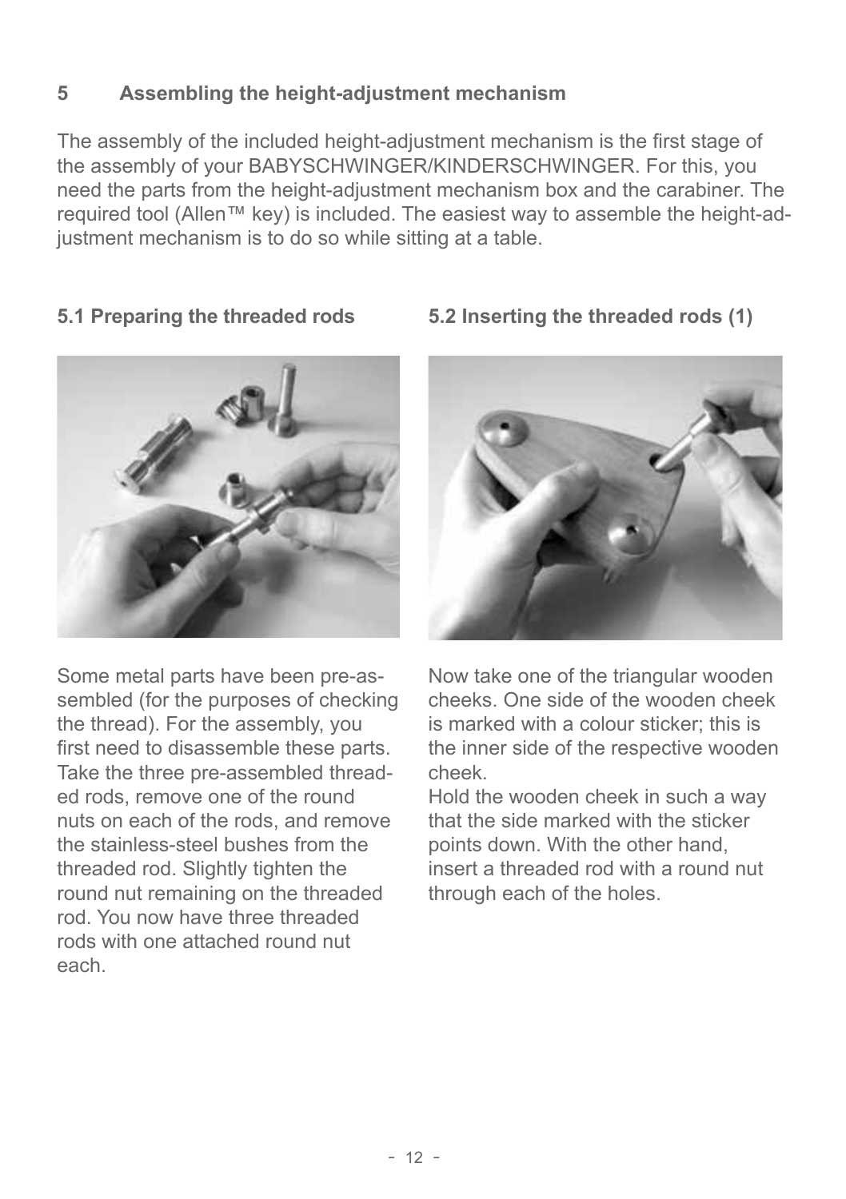## 5 Assembling the height-adjustment mechanism

The assembly of the included height-adjustment mechanism is the first stage of the assembly of your BABYSCHWINGER/KINDERSCHWINGER. For this, you need the parts from the height-adjustment mechanism box and the carabiner. The required tool (Allen™ key) is included. The easiest way to assemble the height-adjustment mechanism is to do so while sitting at a table.

### 5.1 Preparing the threaded rods

Some metal parts have been pre-assembled (for the purposes of checking the thread). For the assembly, you first need to disassemble these parts. Take the three pre-assembled threaded rods, remove one of the round nuts on each of the rods, and remove the stainless-steel bushes from the threaded rod. Slightly tighten the round nut remaining on the threaded rod. You now have three threaded rods with one attached round nut each.

### 5.2 Inserting the threaded rods (1)

Now take one of the triangular wooden cheeks. One side of the wooden cheek is marked with a colour sticker; this is the inner side of the respective wooden cheek.
Hold the wooden cheek in such a way that the side marked with the sticker points down. With the other hand, insert a threaded rod with a round nut through each of the holes.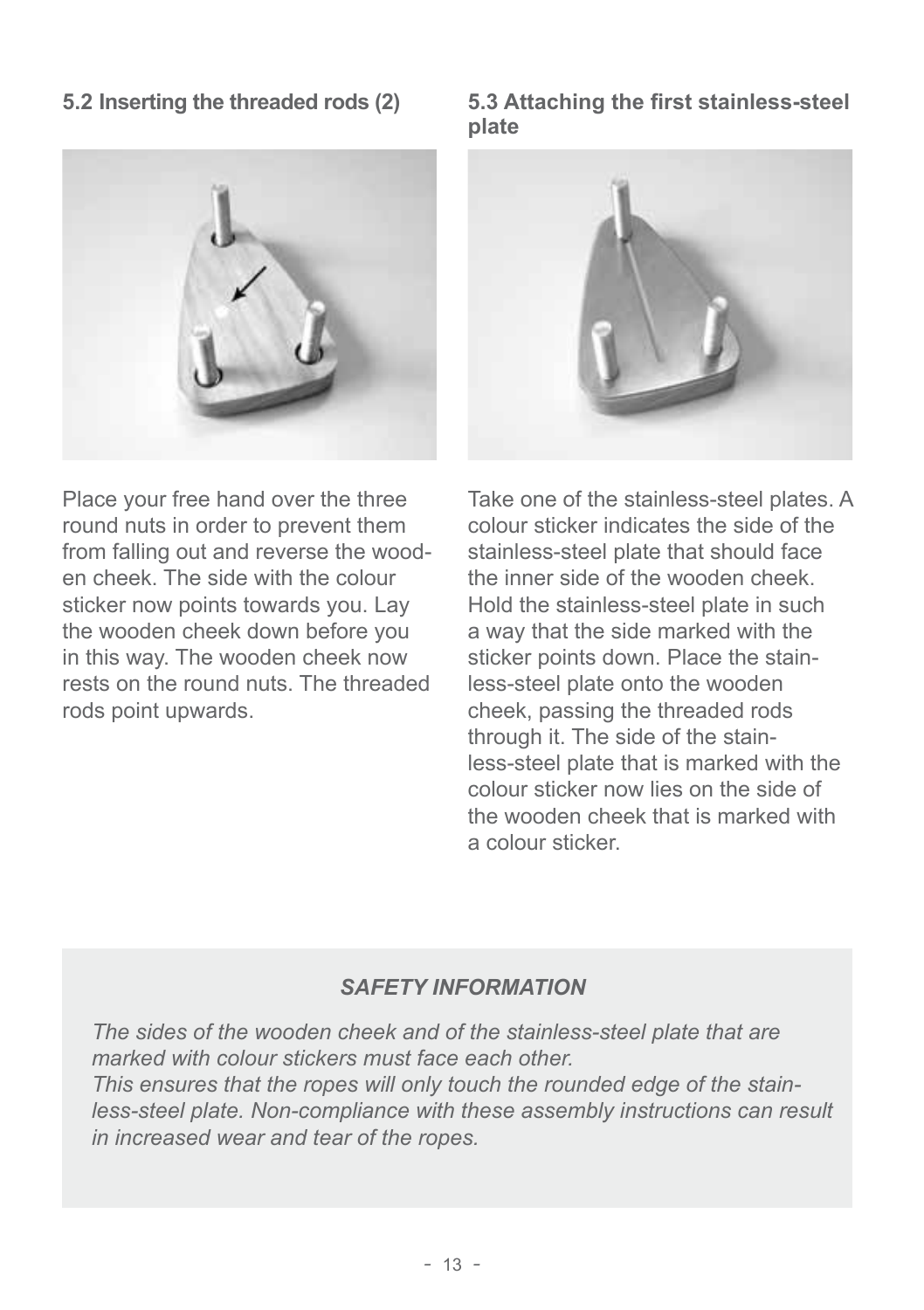### 5.2 Inserting the threaded rods (2)

Place your free hand over the three round nuts in order to prevent them from falling out and reverse the wooden cheek. The side with the colour sticker now points towards you. Lay the wooden cheek down before you in this way. The wooden cheek now rests on the round nuts. The threaded rods point upwards.

### 5.3 Attaching the first stainless-steel plate

Take one of the stainless-steel plates. A colour sticker indicates the side of the stainless-steel plate that should face the inner side of the wooden cheek. Hold the stainless-steel plate in such a way that the side marked with the sticker points down. Place the stainless-steel plate onto the wooden cheek, passing the threaded rods through it. The side of the stainless-steel plate that is marked with the colour sticker now lies on the side of the wooden cheek that is marked with a colour sticker.

***SAFETY INFORMATION***

*The sides of the wooden cheek and of the stainless-steel plate that are marked with colour stickers must face each other.*
*This ensures that the ropes will only touch the rounded edge of the stainless-steel plate. Non-compliance with these assembly instructions can result in increased wear and tear of the ropes.*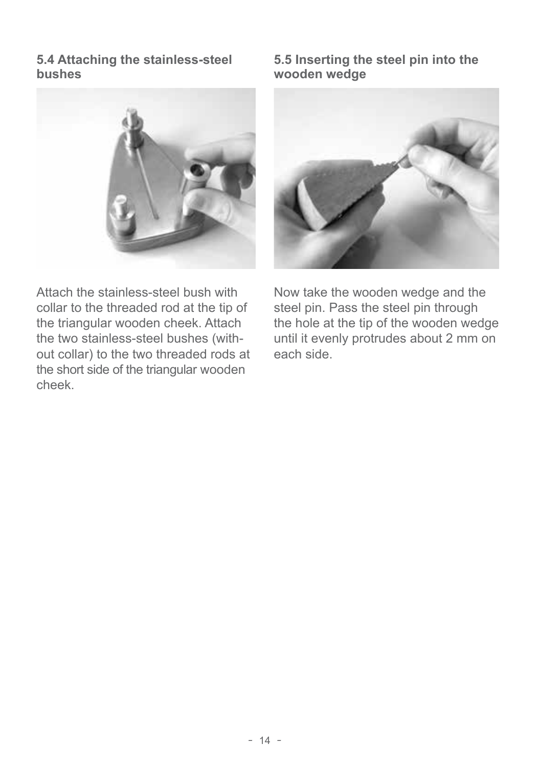### 5.4 Attaching the stainless-steel bushes

Attach the stainless-steel bush with collar to the threaded rod at the tip of the triangular wooden cheek. Attach the two stainless-steel bushes (without collar) to the two threaded rods at the short side of the triangular wooden cheek.

### 5.5 Inserting the steel pin into the wooden wedge

Now take the wooden wedge and the steel pin. Pass the steel pin through the hole at the tip of the wooden wedge until it evenly protrudes about 2 mm on each side.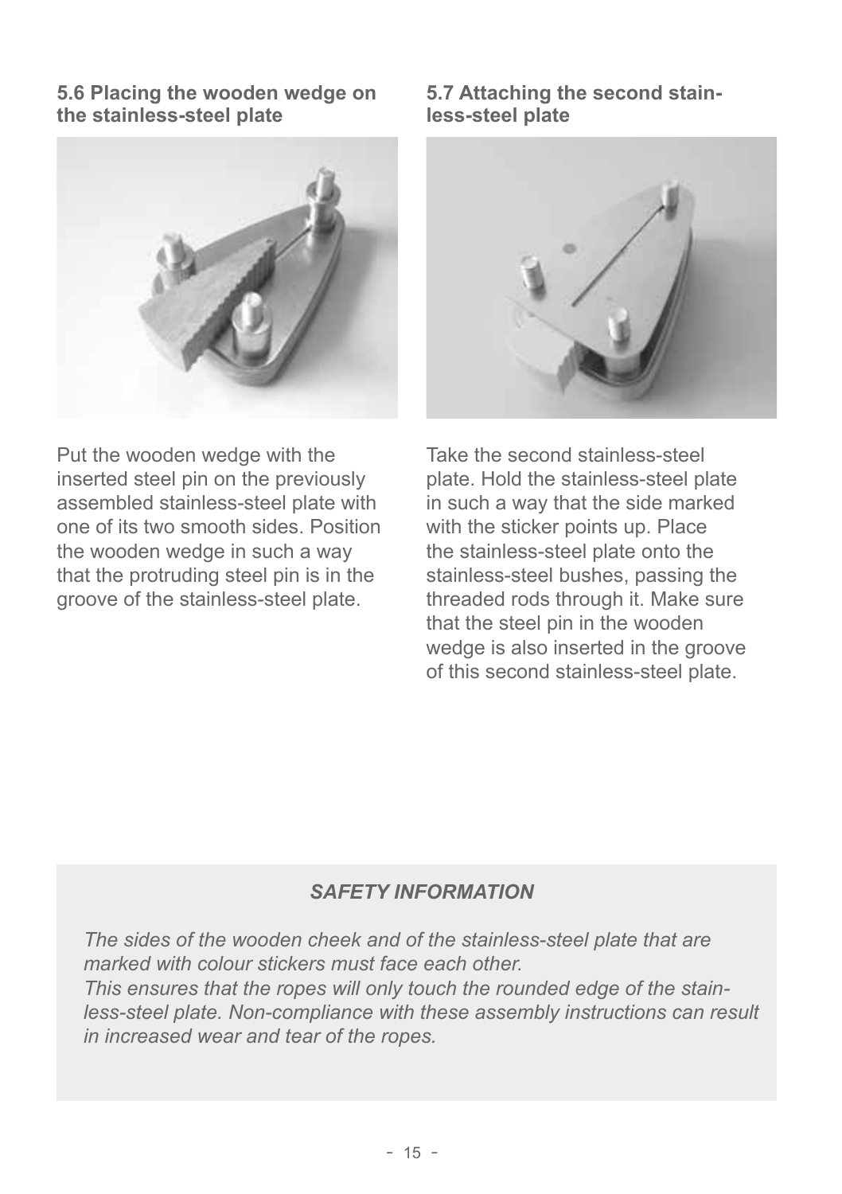### 5.6 Placing the wooden wedge on the stainless-steel plate

Put the wooden wedge with the inserted steel pin on the previously assembled stainless-steel plate with one of its two smooth sides. Position the wooden wedge in such a way that the protruding steel pin is in the groove of the stainless-steel plate.

### 5.7 Attaching the second stainless-steel plate

Take the second stainless-steel plate. Hold the stainless-steel plate in such a way that the side marked with the sticker points up. Place the stainless-steel plate onto the stainless-steel bushes, passing the threaded rods through it. Make sure that the steel pin in the wooden wedge is also inserted in the groove of this second stainless-steel plate.

*SAFETY INFORMATION*

*The sides of the wooden cheek and of the stainless-steel plate that are marked with colour stickers must face each other.*
*This ensures that the ropes will only touch the rounded edge of the stainless-steel plate. Non-compliance with these assembly instructions can result in increased wear and tear of the ropes.*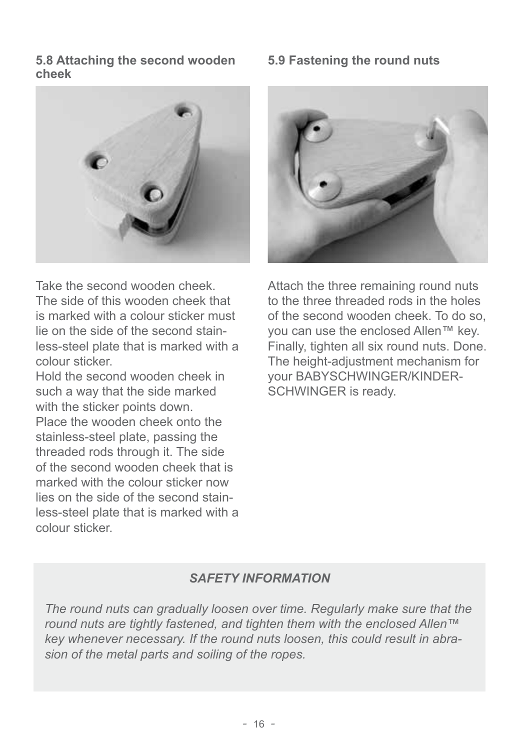## 5.8 Attaching the second wooden cheek

Take the second wooden cheek. The side of this wooden cheek that is marked with a colour sticker must lie on the side of the second stainless-steel plate that is marked with a colour sticker.
Hold the second wooden cheek in such a way that the side marked with the sticker points down.
Place the wooden cheek onto the stainless-steel plate, passing the threaded rods through it. The side of the second wooden cheek that is marked with the colour sticker now lies on the side of the second stainless-steel plate that is marked with a colour sticker.

## 5.9 Fastening the round nuts

Attach the three remaining round nuts to the three threaded rods in the holes of the second wooden cheek. To do so, you can use the enclosed Allen™ key. Finally, tighten all six round nuts. Done. The height-adjustment mechanism for your BABYSCHWINGER/KINDER-SCHWINGER is ready.

### *SAFETY INFORMATION*

*The round nuts can gradually loosen over time. Regularly make sure that the round nuts are tightly fastened, and tighten them with the enclosed Allen™ key whenever necessary. If the round nuts loosen, this could result in abrasion of the metal parts and soiling of the ropes.*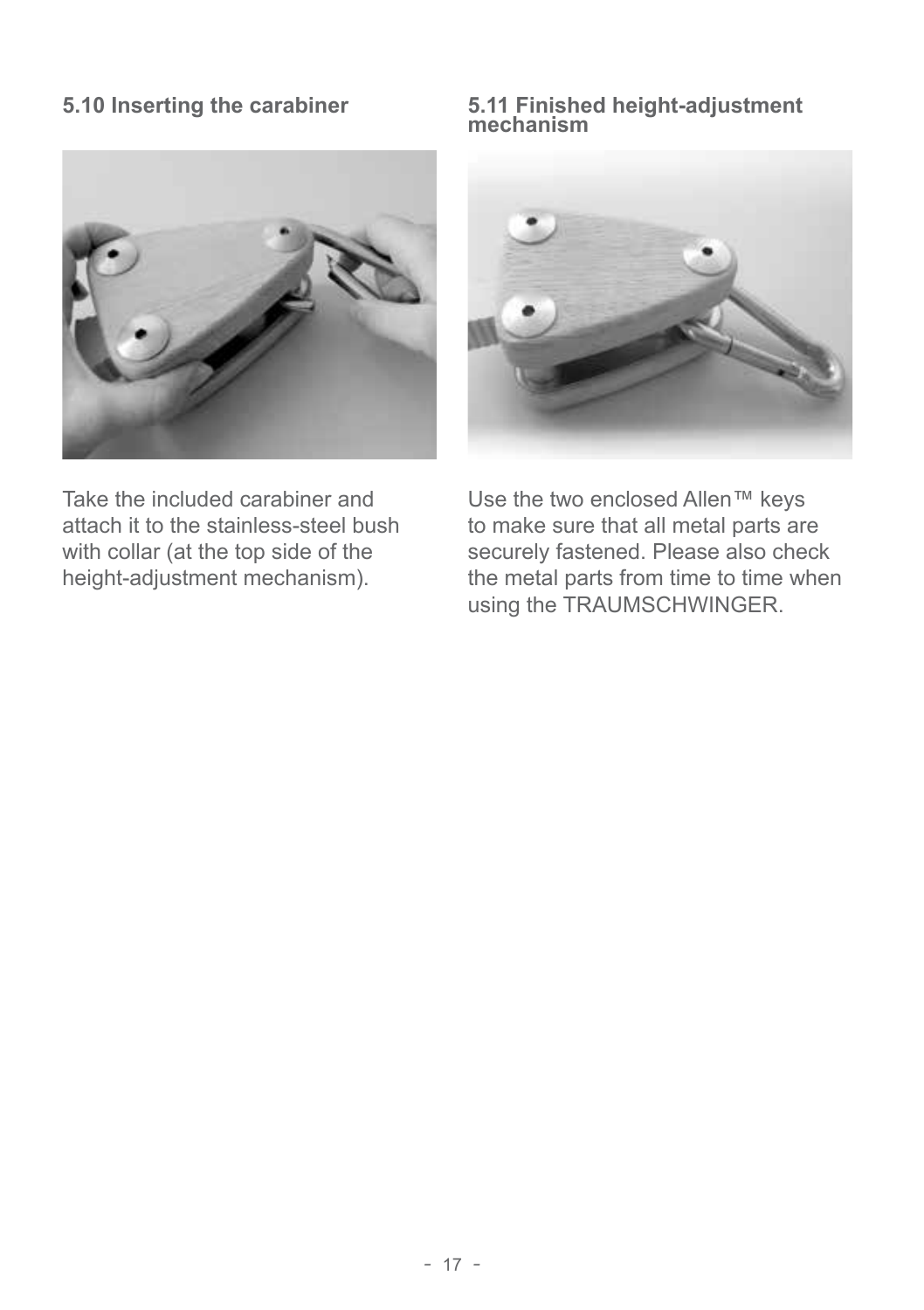### 5.10 Inserting the carabiner

Take the included carabiner and attach it to the stainless-steel bush with collar (at the top side of the height-adjustment mechanism).

### 5.11 Finished height-adjustment mechanism

Use the two enclosed Allen™ keys to make sure that all metal parts are securely fastened. Please also check the metal parts from time to time when using the TRAUMSCHWINGER.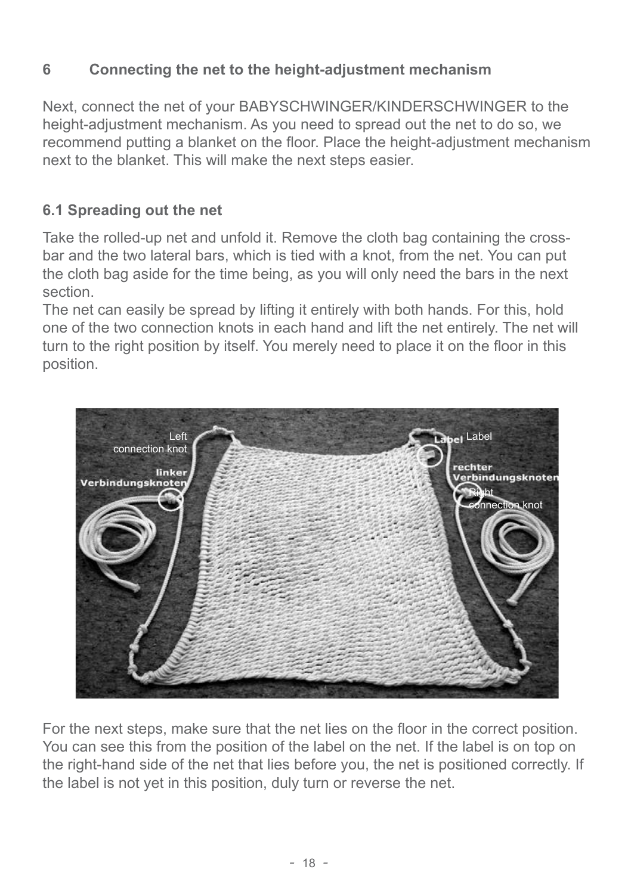## 6 Connecting the net to the height-adjustment mechanism

Next, connect the net of your BABYSCHWINGER/KINDERSCHWINGER to the height-adjustment mechanism. As you need to spread out the net to do so, we recommend putting a blanket on the floor. Place the height-adjustment mechanism next to the blanket. This will make the next steps easier.

### 6.1 Spreading out the net

Take the rolled-up net and unfold it. Remove the cloth bag containing the cross-bar and the two lateral bars, which is tied with a knot, from the net. You can put the cloth bag aside for the time being, as you will only need the bars in the next section.

The net can easily be spread by lifting it entirely with both hands. For this, hold one of the two connection knots in each hand and lift the net entirely. The net will turn to the right position by itself. You merely need to place it on the floor in this position.

For the next steps, make sure that the net lies on the floor in the correct position. You can see this from the position of the label on the net. If the label is on top on the right-hand side of the net that lies before you, the net is positioned correctly. If the label is not yet in this position, duly turn or reverse the net.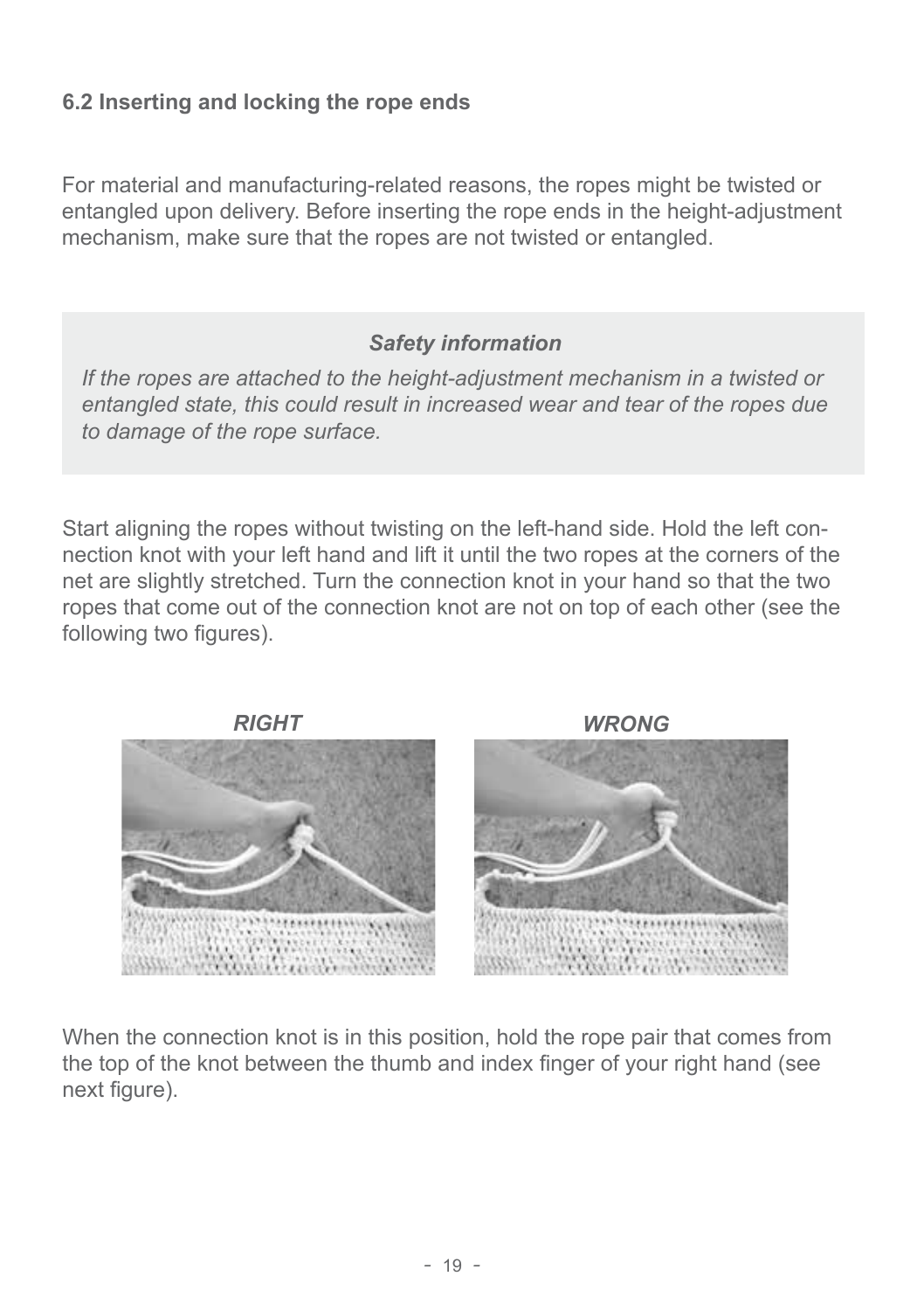### 6.2 Inserting and locking the rope ends

For material and manufacturing-related reasons, the ropes might be twisted or entangled upon delivery. Before inserting the rope ends in the height-adjustment mechanism, make sure that the ropes are not twisted or entangled.

> ***Safety information***
>
> *If the ropes are attached to the height-adjustment mechanism in a twisted or entangled state, this could result in increased wear and tear of the ropes due to damage of the rope surface.*

Start aligning the ropes without twisting on the left-hand side. Hold the left connection knot with your left hand and lift it until the two ropes at the corners of the net are slightly stretched. Turn the connection knot in your hand so that the two ropes that come out of the connection knot are not on top of each other (see the following two figures).

***RIGHT*** ***WRONG***

When the connection knot is in this position, hold the rope pair that comes from the top of the knot between the thumb and index finger of your right hand (see next figure).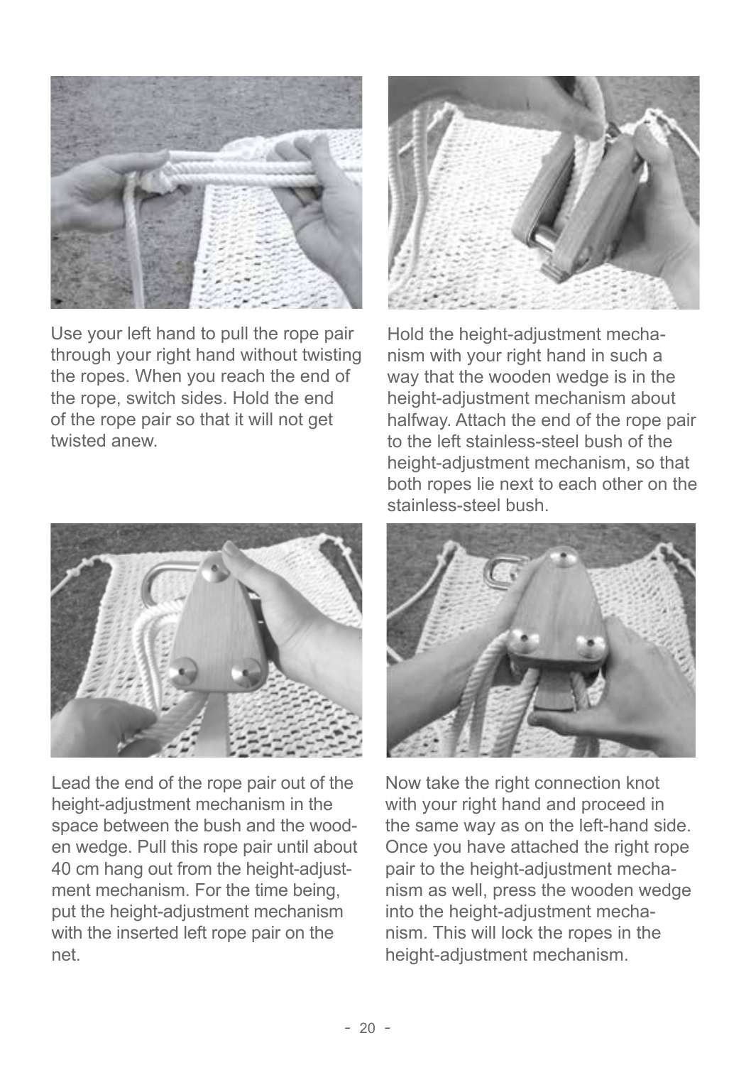Use your left hand to pull the rope pair through your right hand without twisting the ropes. When you reach the end of the rope, switch sides. Hold the end of the rope pair so that it will not get twisted anew.

Hold the height-adjustment mechanism with your right hand in such a way that the wooden wedge is in the height-adjustment mechanism about halfway. Attach the end of the rope pair to the left stainless-steel bush of the height-adjustment mechanism, so that both ropes lie next to each other on the stainless-steel bush.

Lead the end of the rope pair out of the height-adjustment mechanism in the space between the bush and the wooden wedge. Pull this rope pair until about 40 cm hang out from the height-adjustment mechanism. For the time being, put the height-adjustment mechanism with the inserted left rope pair on the net.

Now take the right connection knot with your right hand and proceed in the same way as on the left-hand side. Once you have attached the right rope pair to the height-adjustment mechanism as well, press the wooden wedge into the height-adjustment mechanism. This will lock the ropes in the height-adjustment mechanism.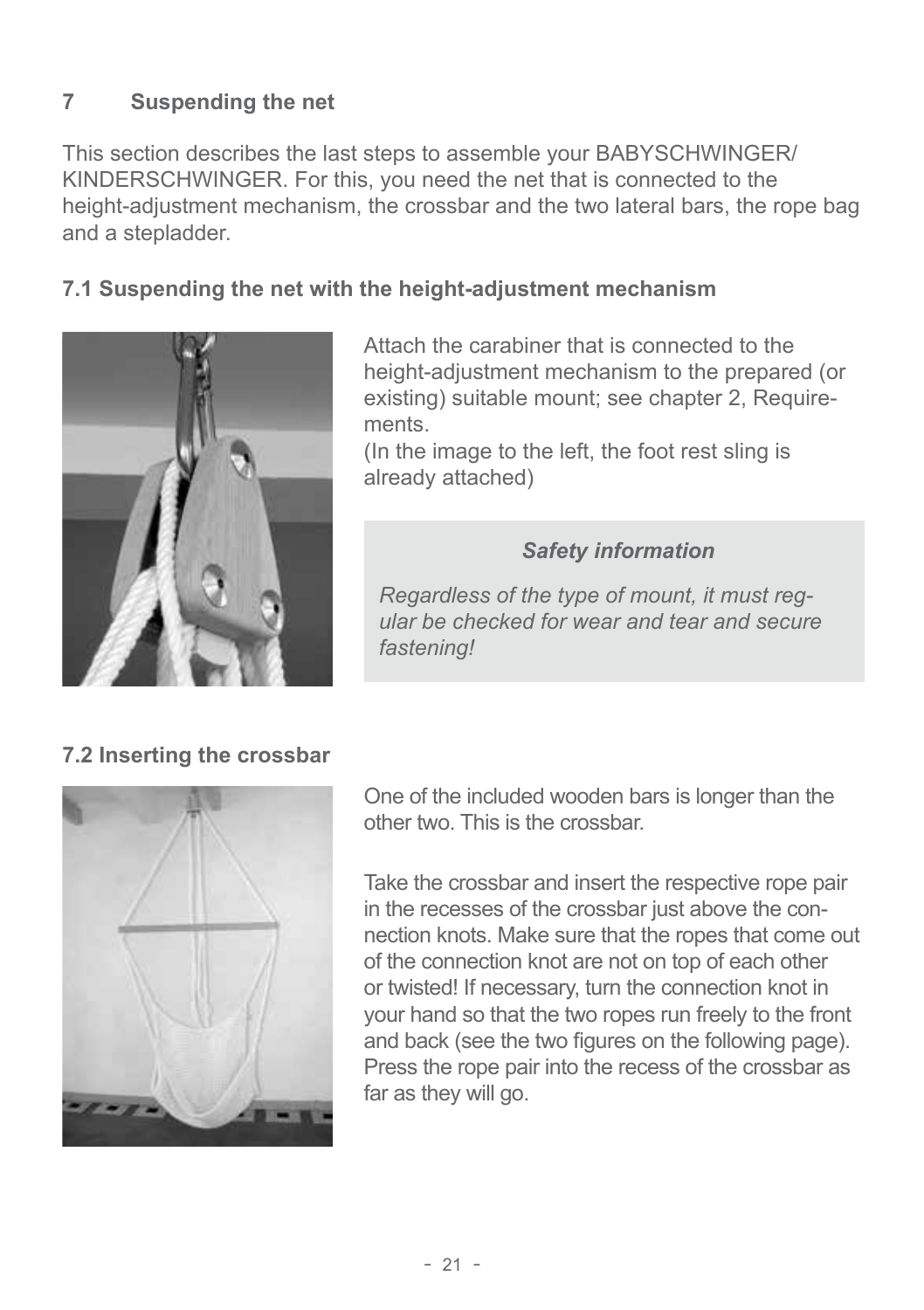## 7 Suspending the net

This section describes the last steps to assemble your BABYSCHWINGER/ KINDERSCHWINGER. For this, you need the net that is connected to the height-adjustment mechanism, the crossbar and the two lateral bars, the rope bag and a stepladder.

### 7.1 Suspending the net with the height-adjustment mechanism

Attach the carabiner that is connected to the height-adjustment mechanism to the prepared (or existing) suitable mount; see chapter 2, Requirements.
(In the image to the left, the foot rest sling is already attached)

> ***Safety information***
>
> *Regardless of the type of mount, it must regular be checked for wear and tear and secure fastening!*

### 7.2 Inserting the crossbar

One of the included wooden bars is longer than the other two. This is the crossbar.

Take the crossbar and insert the respective rope pair in the recesses of the crossbar just above the connection knots. Make sure that the ropes that come out of the connection knot are not on top of each other or twisted! If necessary, turn the connection knot in your hand so that the two ropes run freely to the front and back (see the two figures on the following page). Press the rope pair into the recess of the crossbar as far as they will go.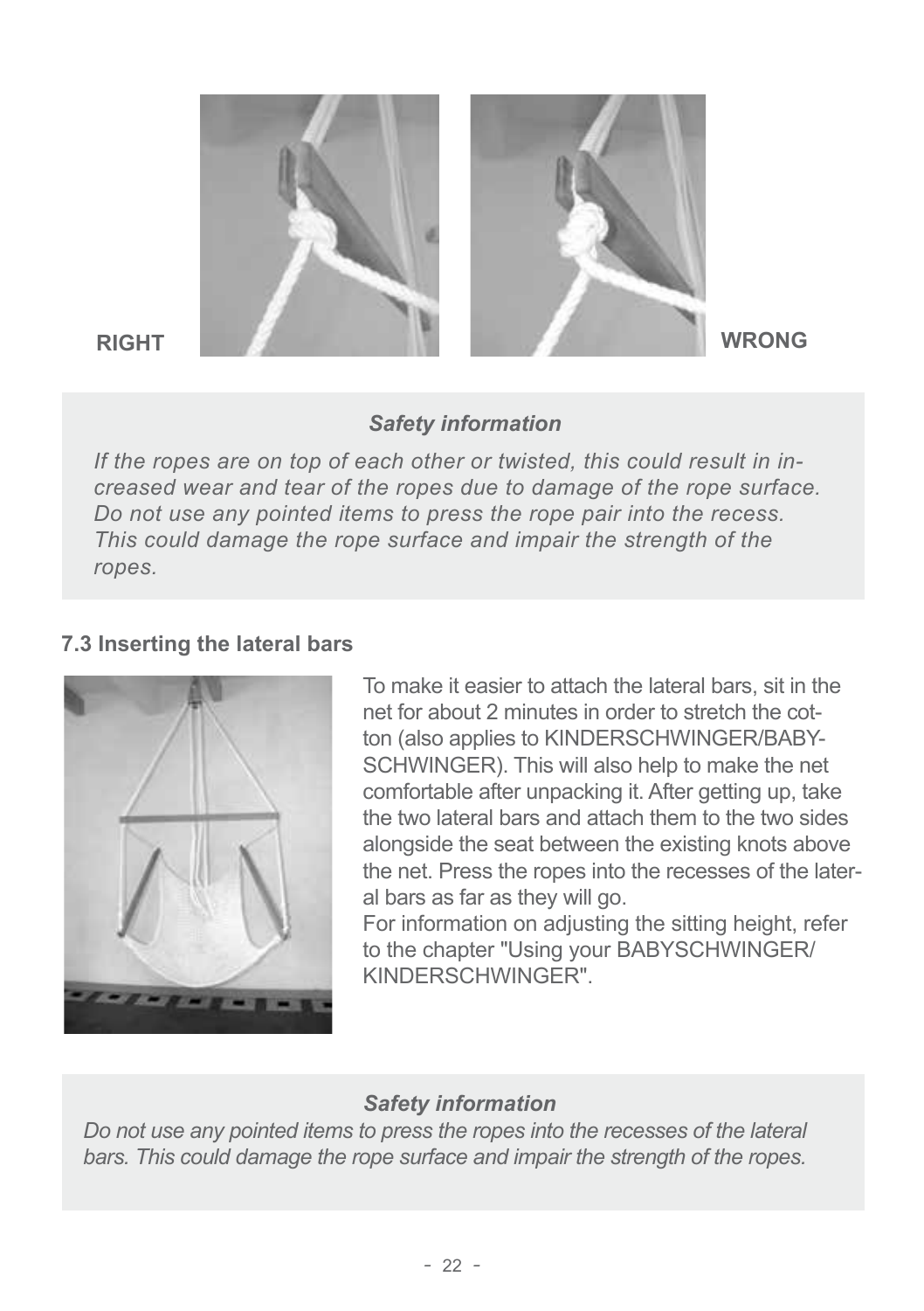RIGHT

WRONG

*Safety information*

*If the ropes are on top of each other or twisted, this could result in increased wear and tear of the ropes due to damage of the rope surface. Do not use any pointed items to press the rope pair into the recess. This could damage the rope surface and impair the strength of the ropes.*

### 7.3 Inserting the lateral bars

To make it easier to attach the lateral bars, sit in the net for about 2 minutes in order to stretch the cotton (also applies to KINDERSCHWINGER/BABYSCHWINGER). This will also help to make the net comfortable after unpacking it. After getting up, take the two lateral bars and attach them to the two sides alongside the seat between the existing knots above the net. Press the ropes into the recesses of the lateral bars as far as they will go.
For information on adjusting the sitting height, refer to the chapter "Using your BABYSCHWINGER/ KINDERSCHWINGER".

*Safety information*

*Do not use any pointed items to press the ropes into the recesses of the lateral bars. This could damage the rope surface and impair the strength of the ropes.*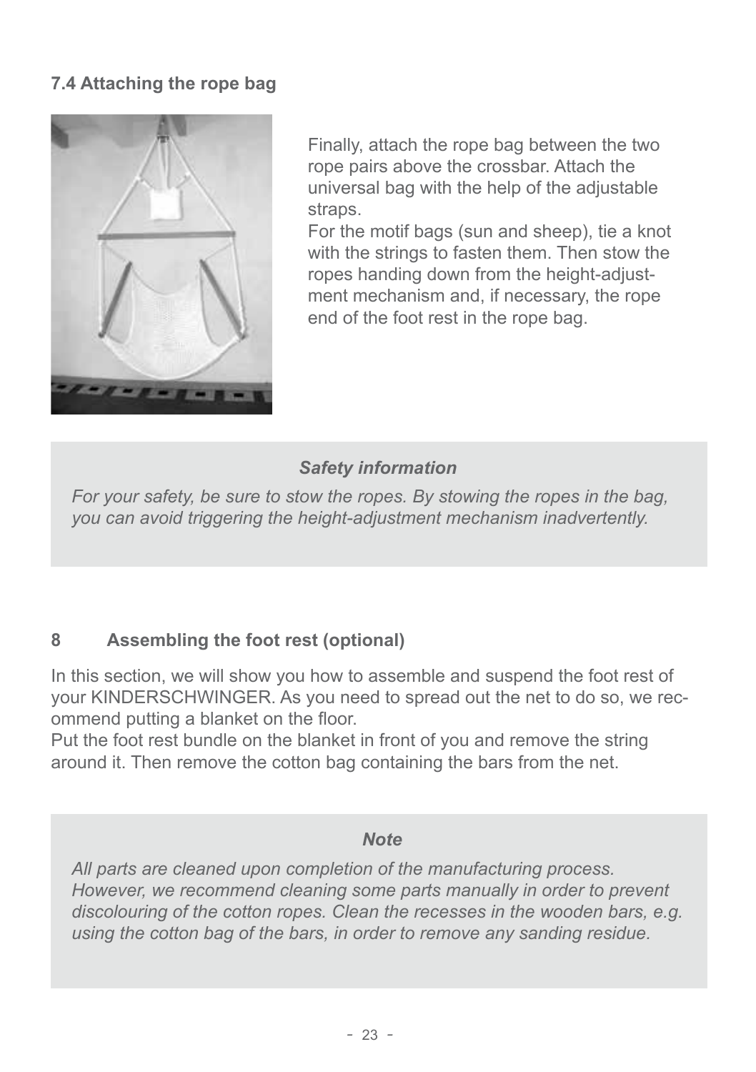### 7.4 Attaching the rope bag

Finally, attach the rope bag between the two rope pairs above the crossbar. Attach the universal bag with the help of the adjustable straps.
For the motif bags (sun and sheep), tie a knot with the strings to fasten them. Then stow the ropes handing down from the height-adjustment mechanism and, if necessary, the rope end of the foot rest in the rope bag.

> ***Safety information***
>
> *For your safety, be sure to stow the ropes. By stowing the ropes in the bag, you can avoid triggering the height-adjustment mechanism inadvertently.*

## 8 Assembling the foot rest (optional)

In this section, we will show you how to assemble and suspend the foot rest of your KINDERSCHWINGER. As you need to spread out the net to do so, we recommend putting a blanket on the floor.
Put the foot rest bundle on the blanket in front of you and remove the string around it. Then remove the cotton bag containing the bars from the net.

> ***Note***
>
> *All parts are cleaned upon completion of the manufacturing process. However, we recommend cleaning some parts manually in order to prevent discolouring of the cotton ropes. Clean the recesses in the wooden bars, e.g. using the cotton bag of the bars, in order to remove any sanding residue.*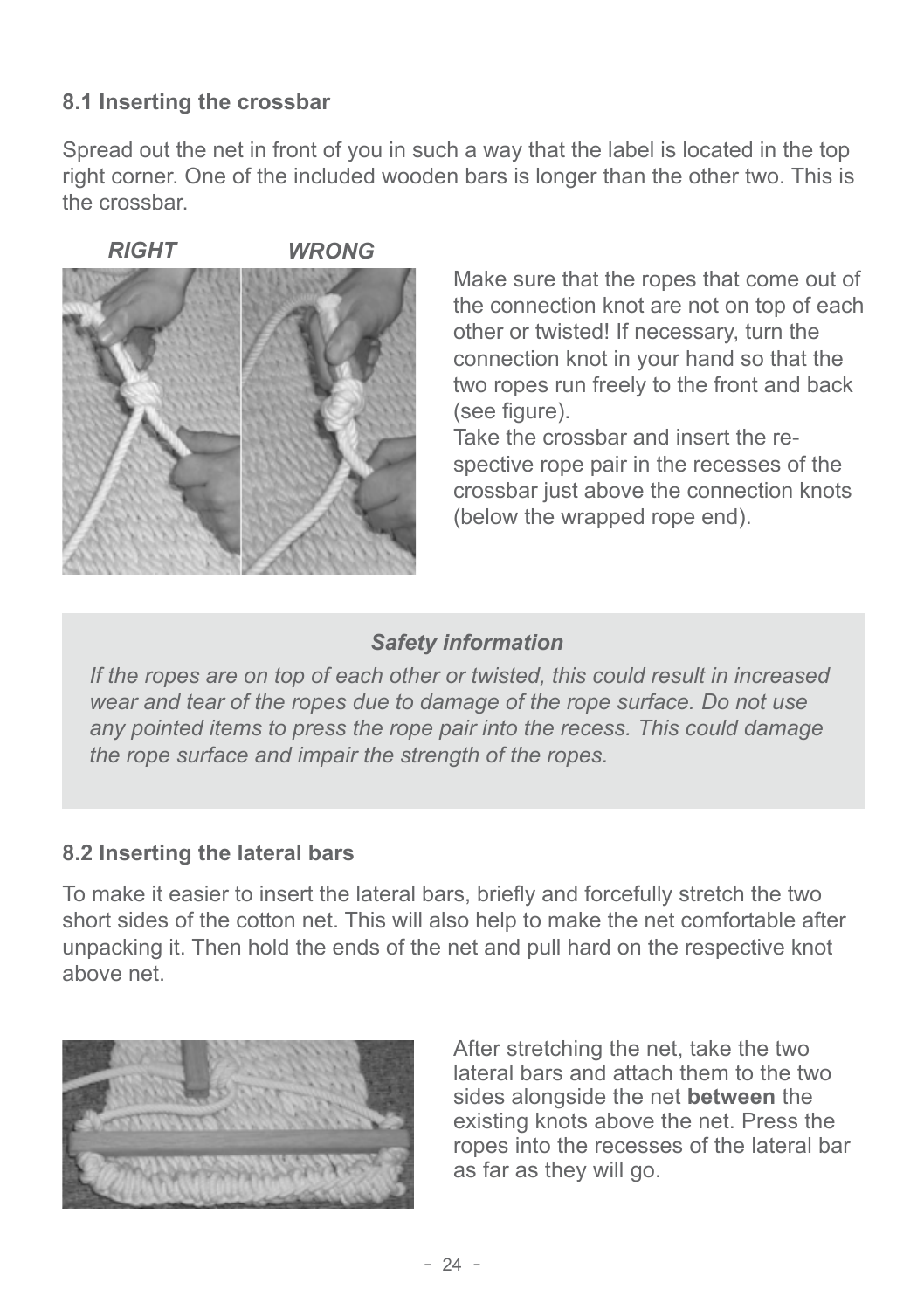## 8.1 Inserting the crossbar

Spread out the net in front of you in such a way that the label is located in the top right corner. One of the included wooden bars is longer than the other two. This is the crossbar.

***RIGHT*** ***WRONG***

Make sure that the ropes that come out of the connection knot are not on top of each other or twisted! If necessary, turn the connection knot in your hand so that the two ropes run freely to the front and back (see figure).

Take the crossbar and insert the respective rope pair in the recesses of the crossbar just above the connection knots (below the wrapped rope end).

***Safety information***

*If the ropes are on top of each other or twisted, this could result in increased wear and tear of the ropes due to damage of the rope surface. Do not use any pointed items to press the rope pair into the recess. This could damage the rope surface and impair the strength of the ropes.*

## 8.2 Inserting the lateral bars

To make it easier to insert the lateral bars, briefly and forcefully stretch the two short sides of the cotton net. This will also help to make the net comfortable after unpacking it. Then hold the ends of the net and pull hard on the respective knot above net.

After stretching the net, take the two lateral bars and attach them to the two sides alongside the net **between** the existing knots above the net. Press the ropes into the recesses of the lateral bar as far as they will go.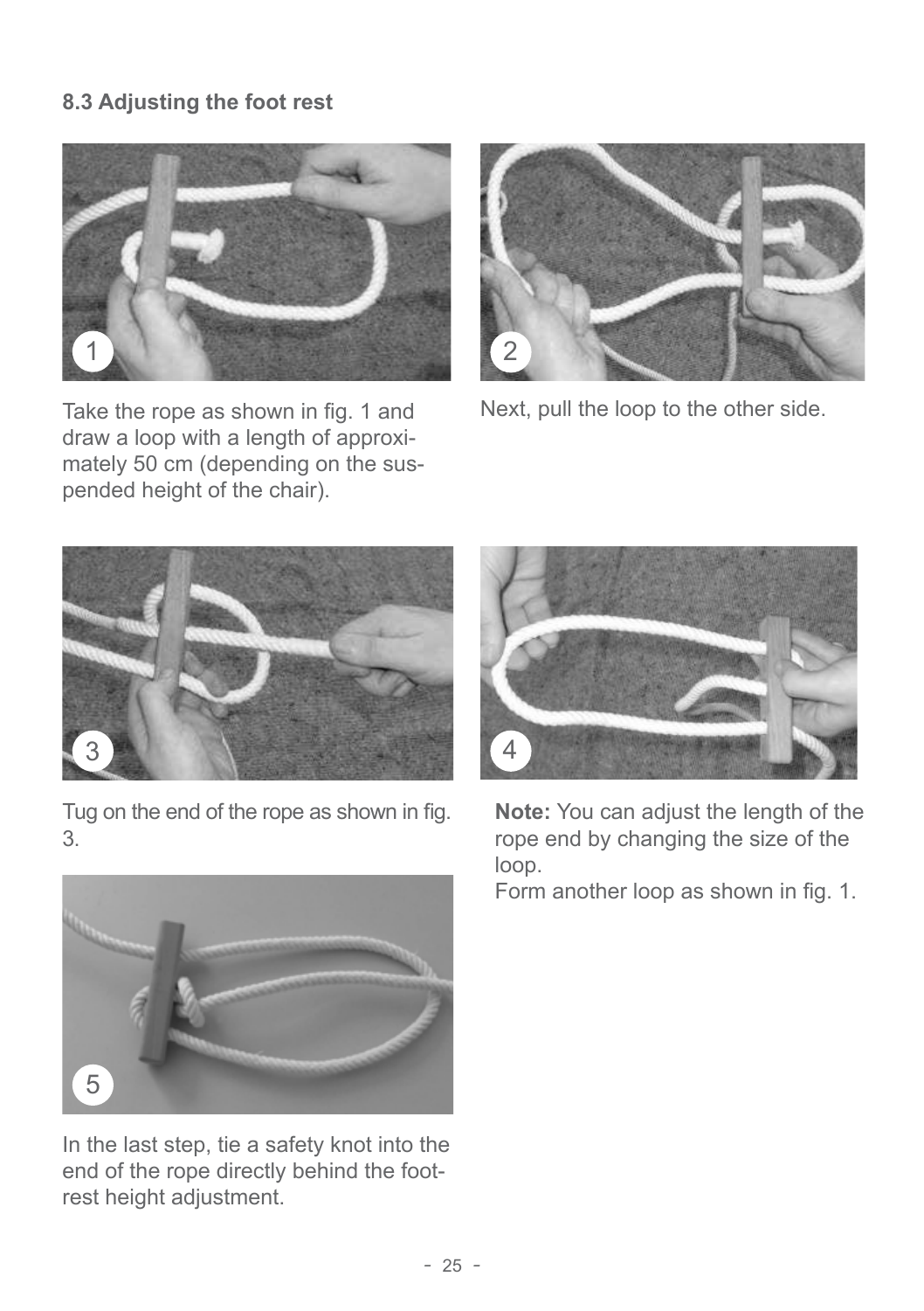### 8.3 Adjusting the foot rest

Take the rope as shown in fig. 1 and draw a loop with a length of approximately 50 cm (depending on the suspended height of the chair).

Next, pull the loop to the other side.

Tug on the end of the rope as shown in fig. 3.

**Note:** You can adjust the length of the rope end by changing the size of the loop.
Form another loop as shown in fig. 1.

In the last step, tie a safety knot into the end of the rope directly behind the footrest height adjustment.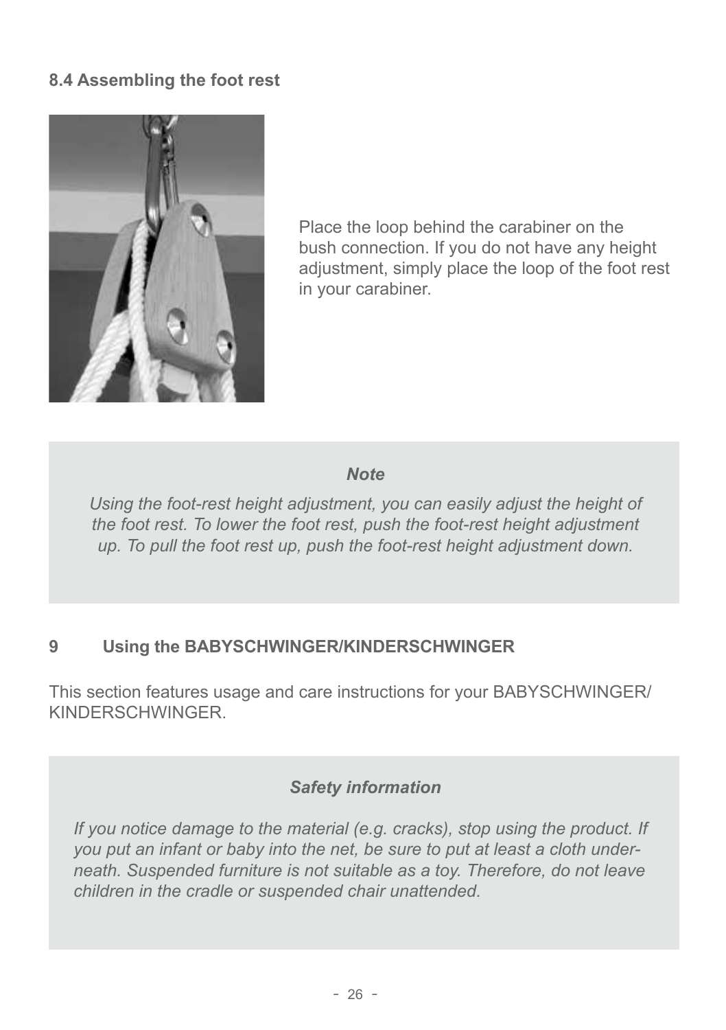### 8.4 Assembling the foot rest

Place the loop behind the carabiner on the bush connection. If you do not have any height adjustment, simply place the loop of the foot rest in your carabiner.

> ***Note***
>
> *Using the foot-rest height adjustment, you can easily adjust the height of the foot rest. To lower the foot rest, push the foot-rest height adjustment up. To pull the foot rest up, push the foot-rest height adjustment down.*

## 9 Using the BABYSCHWINGER/KINDERSCHWINGER

This section features usage and care instructions for your BABYSCHWINGER/KINDERSCHWINGER.

> ***Safety information***
>
> *If you notice damage to the material (e.g. cracks), stop using the product. If you put an infant or baby into the net, be sure to put at least a cloth underneath. Suspended furniture is not suitable as a toy. Therefore, do not leave children in the cradle or suspended chair unattended.*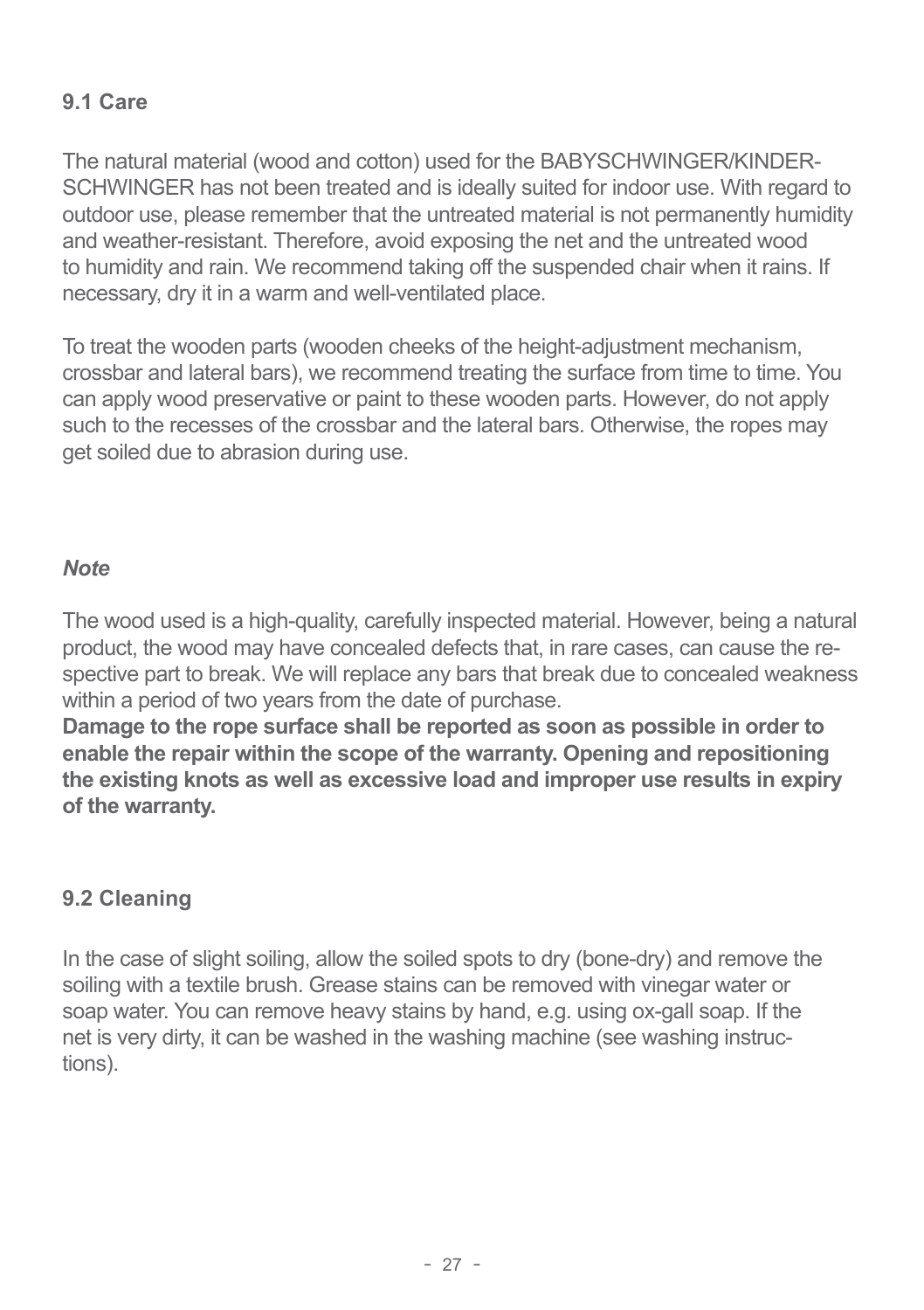## 9.1 Care

The natural material (wood and cotton) used for the BABYSCHWINGER/KINDER-SCHWINGER has not been treated and is ideally suited for indoor use. With regard to outdoor use, please remember that the untreated material is not permanently humidity and weather-resistant. Therefore, avoid exposing the net and the untreated wood to humidity and rain. We recommend taking off the suspended chair when it rains. If necessary, dry it in a warm and well-ventilated place.

To treat the wooden parts (wooden cheeks of the height-adjustment mechanism, crossbar and lateral bars), we recommend treating the surface from time to time. You can apply wood preservative or paint to these wooden parts. However, do not apply such to the recesses of the crossbar and the lateral bars. Otherwise, the ropes may get soiled due to abrasion during use.

***Note***

The wood used is a high-quality, carefully inspected material. However, being a natural product, the wood may have concealed defects that, in rare cases, can cause the respective part to break. We will replace any bars that break due to concealed weakness within a period of two years from the date of purchase.
**Damage to the rope surface shall be reported as soon as possible in order to enable the repair within the scope of the warranty. Opening and repositioning the existing knots as well as excessive load and improper use results in expiry of the warranty.**

## 9.2 Cleaning

In the case of slight soiling, allow the soiled spots to dry (bone-dry) and remove the soiling with a textile brush. Grease stains can be removed with vinegar water or soap water. You can remove heavy stains by hand, e.g. using ox-gall soap. If the net is very dirty, it can be washed in the washing machine (see washing instructions).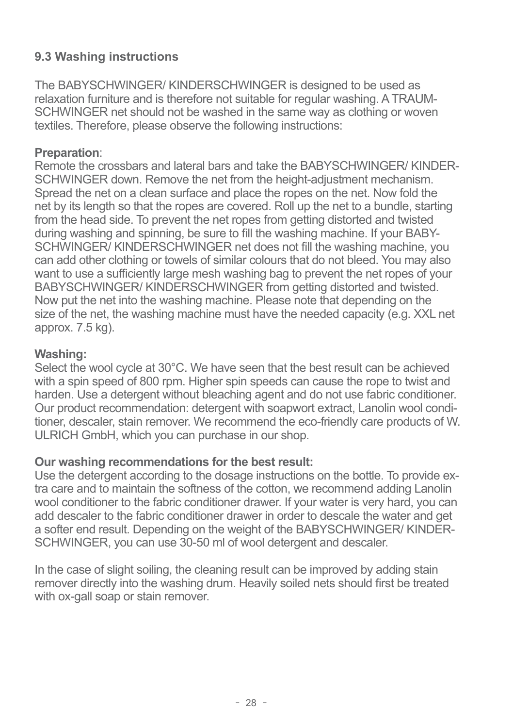### 9.3 Washing instructions

The BABYSCHWINGER/ KINDERSCHWINGER is designed to be used as relaxation furniture and is therefore not suitable for regular washing. A TRAUM-SCHWINGER net should not be washed in the same way as clothing or woven textiles. Therefore, please observe the following instructions:

**Preparation**:
Remote the crossbars and lateral bars and take the BABYSCHWINGER/ KINDER-SCHWINGER down. Remove the net from the height-adjustment mechanism. Spread the net on a clean surface and place the ropes on the net. Now fold the net by its length so that the ropes are covered. Roll up the net to a bundle, starting from the head side. To prevent the net ropes from getting distorted and twisted during washing and spinning, be sure to fill the washing machine. If your BABY-SCHWINGER/ KINDERSCHWINGER net does not fill the washing machine, you can add other clothing or towels of similar colours that do not bleed. You may also want to use a sufficiently large mesh washing bag to prevent the net ropes of your BABYSCHWINGER/ KINDERSCHWINGER from getting distorted and twisted. Now put the net into the washing machine. Please note that depending on the size of the net, the washing machine must have the needed capacity (e.g. XXL net approx. 7.5 kg).

**Washing:**
Select the wool cycle at 30°C. We have seen that the best result can be achieved with a spin speed of 800 rpm. Higher spin speeds can cause the rope to twist and harden. Use a detergent without bleaching agent and do not use fabric conditioner. Our product recommendation: detergent with soapwort extract, Lanolin wool conditioner, descaler, stain remover. We recommend the eco-friendly care products of W. ULRICH GmbH, which you can purchase in our shop.

**Our washing recommendations for the best result:**
Use the detergent according to the dosage instructions on the bottle. To provide extra care and to maintain the softness of the cotton, we recommend adding Lanolin wool conditioner to the fabric conditioner drawer. If your water is very hard, you can add descaler to the fabric conditioner drawer in order to descale the water and get a softer end result. Depending on the weight of the BABYSCHWINGER/ KINDER-SCHWINGER, you can use 30-50 ml of wool detergent and descaler.

In the case of slight soiling, the cleaning result can be improved by adding stain remover directly into the washing drum. Heavily soiled nets should first be treated with ox-gall soap or stain remover.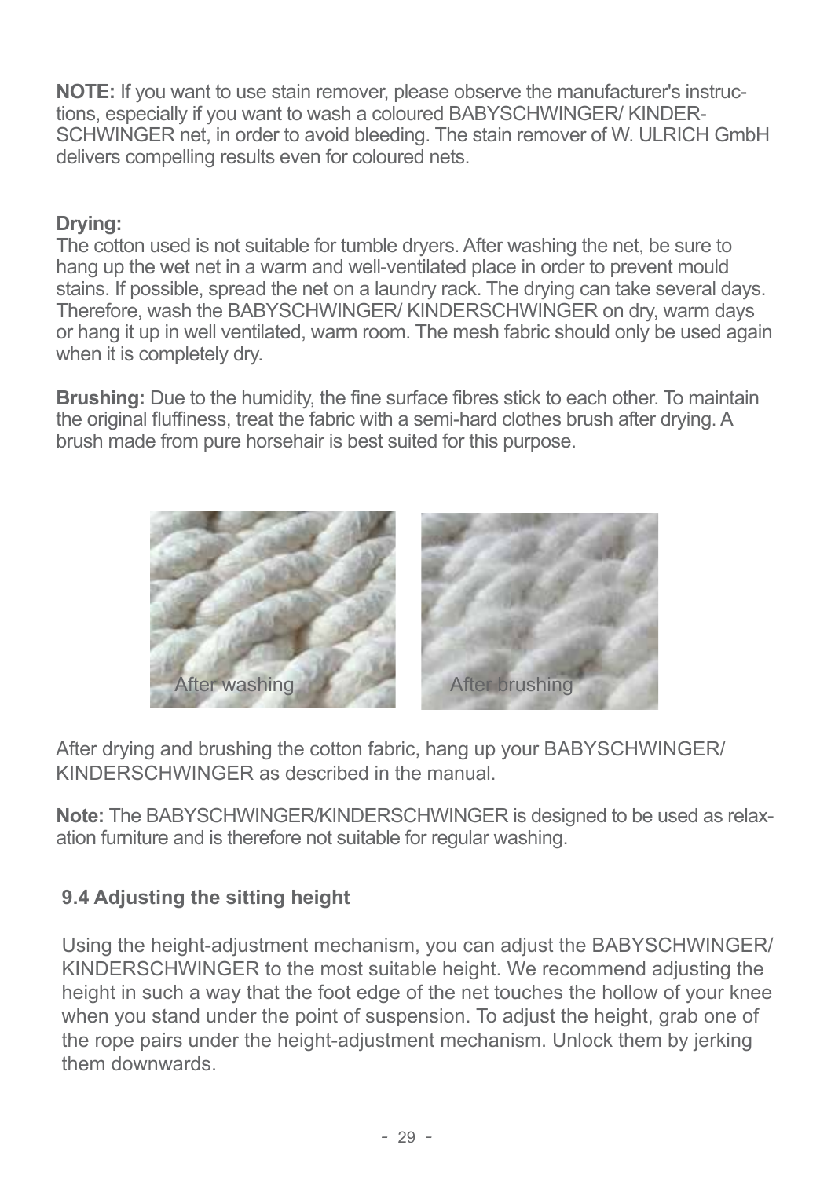**NOTE:** If you want to use stain remover, please observe the manufacturer's instructions, especially if you want to wash a coloured BABYSCHWINGER/ KINDERSCHWINGER net, in order to avoid bleeding. The stain remover of W. ULRICH GmbH delivers compelling results even for coloured nets.

**Drying:**
The cotton used is not suitable for tumble dryers. After washing the net, be sure to hang up the wet net in a warm and well-ventilated place in order to prevent mould stains. If possible, spread the net on a laundry rack. The drying can take several days. Therefore, wash the BABYSCHWINGER/ KINDERSCHWINGER on dry, warm days or hang it up in well ventilated, warm room. The mesh fabric should only be used again when it is completely dry.

**Brushing:** Due to the humidity, the fine surface fibres stick to each other. To maintain the original fluffiness, treat the fabric with a semi-hard clothes brush after drying. A brush made from pure horsehair is best suited for this purpose.

After washing

After brushing

After drying and brushing the cotton fabric, hang up your BABYSCHWINGER/ KINDERSCHWINGER as described in the manual.

**Note:** The BABYSCHWINGER/KINDERSCHWINGER is designed to be used as relaxation furniture and is therefore not suitable for regular washing.

## 9.4 Adjusting the sitting height

Using the height-adjustment mechanism, you can adjust the BABYSCHWINGER/ KINDERSCHWINGER to the most suitable height. We recommend adjusting the height in such a way that the foot edge of the net touches the hollow of your knee when you stand under the point of suspension. To adjust the height, grab one of the rope pairs under the height-adjustment mechanism. Unlock them by jerking them downwards.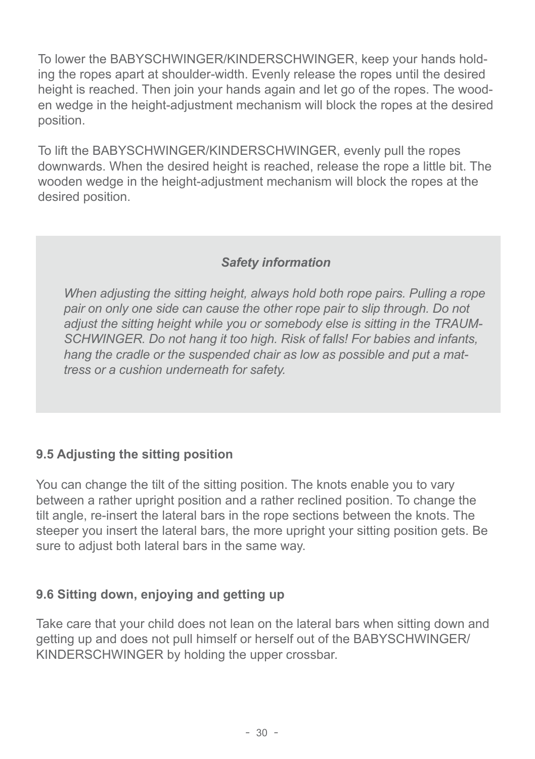To lower the BABYSCHWINGER/KINDERSCHWINGER, keep your hands holding the ropes apart at shoulder-width. Evenly release the ropes until the desired height is reached. Then join your hands again and let go of the ropes. The wooden wedge in the height-adjustment mechanism will block the ropes at the desired position.

To lift the BABYSCHWINGER/KINDERSCHWINGER, evenly pull the ropes downwards. When the desired height is reached, release the rope a little bit. The wooden wedge in the height-adjustment mechanism will block the ropes at the desired position.

> ***Safety information***
>
> *When adjusting the sitting height, always hold both rope pairs. Pulling a rope pair on only one side can cause the other rope pair to slip through. Do not adjust the sitting height while you or somebody else is sitting in the TRAUMSCHWINGER. Do not hang it too high. Risk of falls! For babies and infants, hang the cradle or the suspended chair as low as possible and put a mattress or a cushion underneath for safety.*

### 9.5 Adjusting the sitting position

You can change the tilt of the sitting position. The knots enable you to vary between a rather upright position and a rather reclined position. To change the tilt angle, re-insert the lateral bars in the rope sections between the knots. The steeper you insert the lateral bars, the more upright your sitting position gets. Be sure to adjust both lateral bars in the same way.

### 9.6 Sitting down, enjoying and getting up

Take care that your child does not lean on the lateral bars when sitting down and getting up and does not pull himself or herself out of the BABYSCHWINGER/KINDERSCHWINGER by holding the upper crossbar.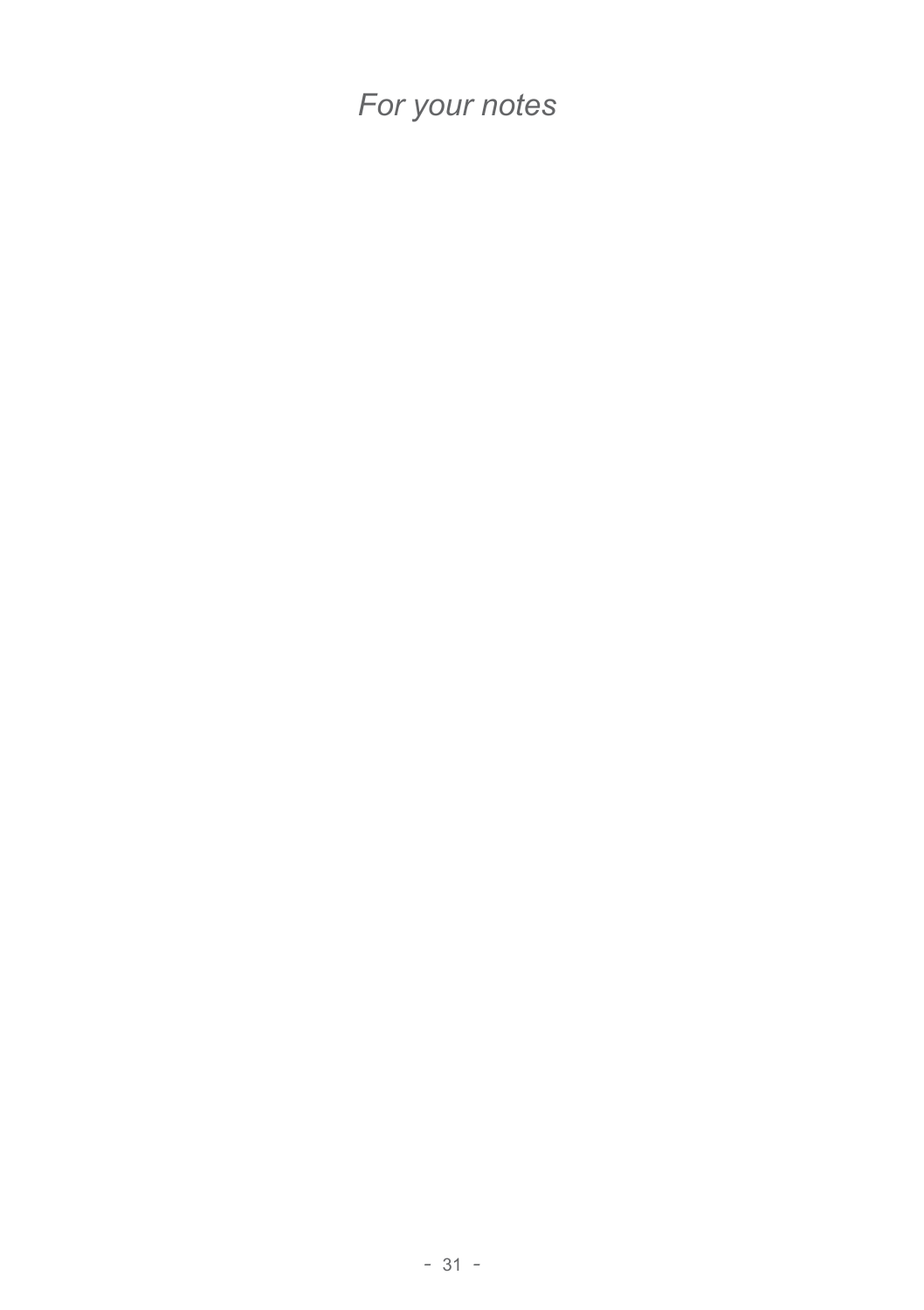*For your notes*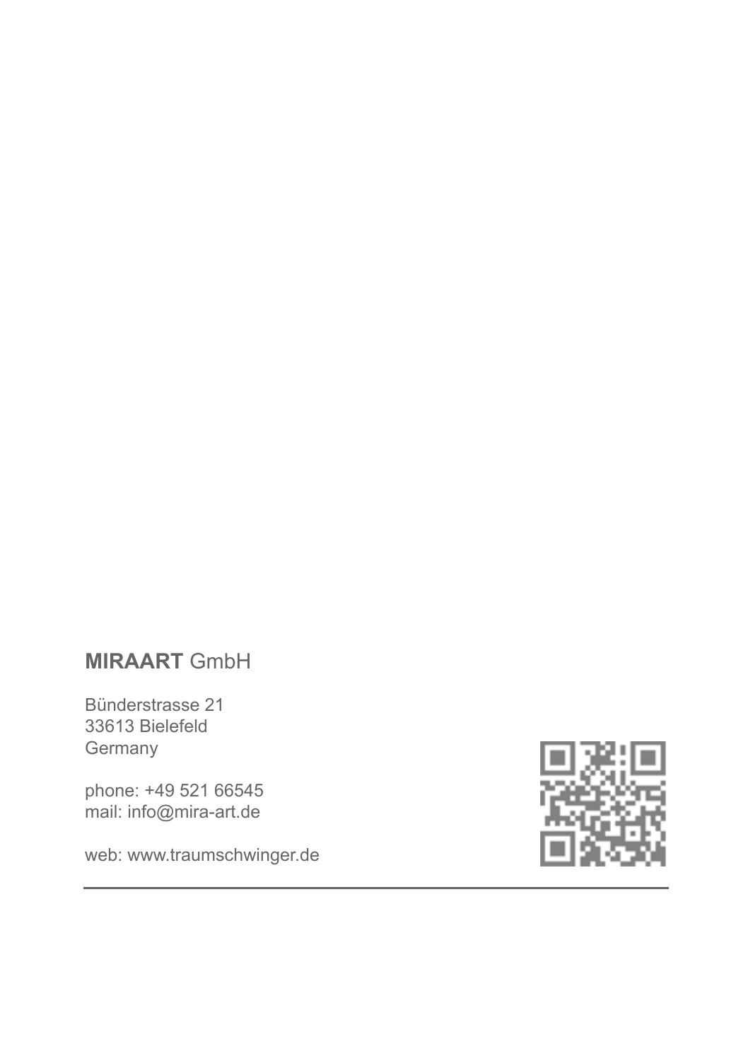**MIRAART** GmbH

Bünderstrasse 21
33613 Bielefeld
Germany

phone: +49 521 66545
mail: info@mira-art.de

web: www.traumschwinger.de